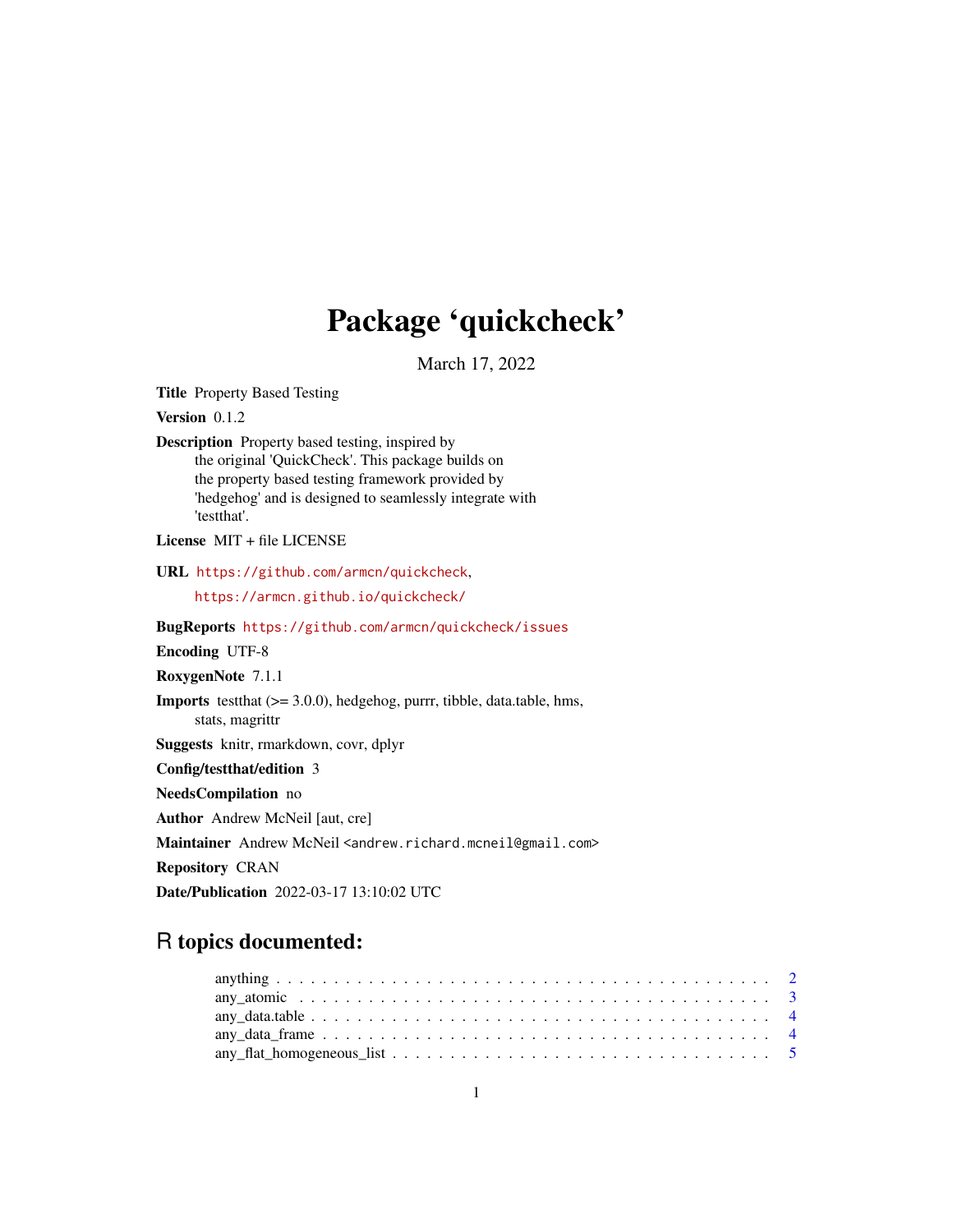# Package 'quickcheck'

March 17, 2022

**Title** Property Based Testing

**Version** 0.1.2

**Description** Property based testing, inspired by the original 'QuickCheck'. This package builds on the property based testing framework provided by 'hedgehog' and is designed to seamlessly integrate with 'testthat'.

**License** MIT + file LICENSE

**URL** https://github.com/armcn/quickcheck, https://armcn.github.io/quickcheck/

**BugReports** https://github.com/armcn/quickcheck/issues

**Encoding** UTF-8

**RoxygenNote** 7.1.1

**Imports** testthat (>= 3.0.0), hedgehog, purrr, tibble, data.table, hms, stats, magrittr

**Suggests** knitr, rmarkdown, covr, dplyr

**Config/testthat/edition** 3

**NeedsCompilation** no

**Author** Andrew McNeil [aut, cre]

**Maintainer** Andrew McNeil <andrew.richard.mcneil@gmail.com>

**Repository** CRAN

**Date/Publication** 2022-03-17 13:10:02 UTC

## R topics documented:

| | |
|---|---|
| anything | 2 |
| any_atomic | 3 |
| any_data.table | 4 |
| any_data_frame | 4 |
| any_flat_homogeneous_list | 5 |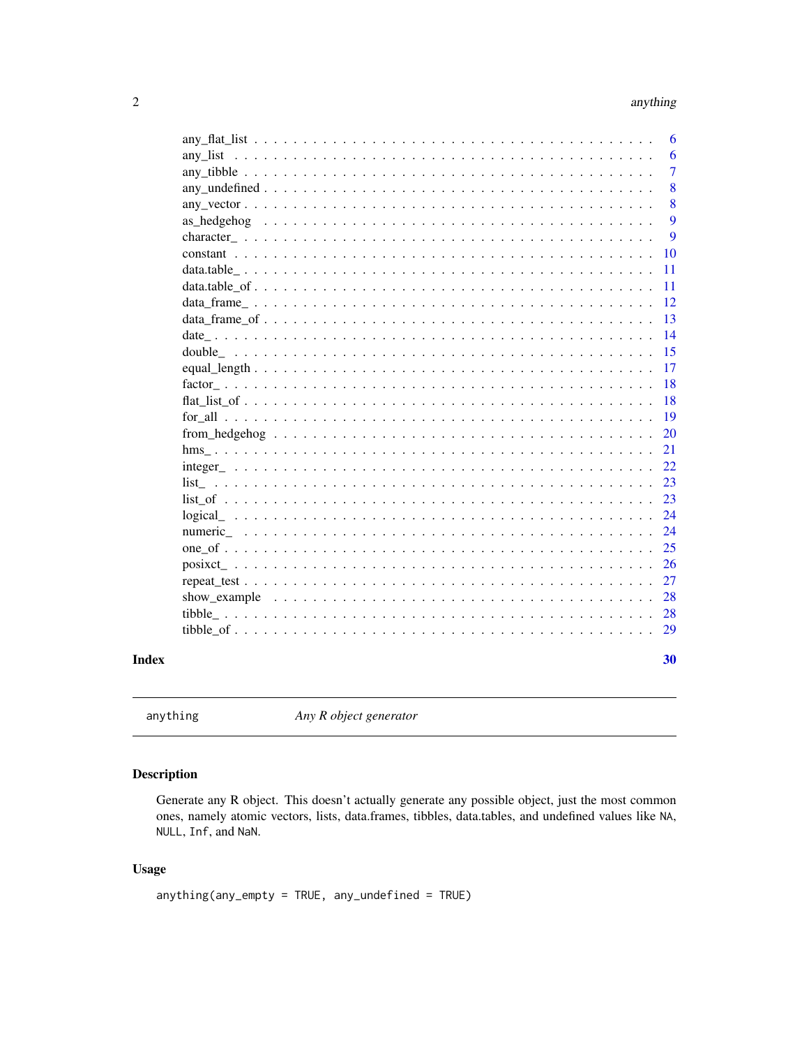any_flat_list . . . . . . . . . . . . . . . . . . . . . . . . . . . . . . . . . . . . . . 6
any_list . . . . . . . . . . . . . . . . . . . . . . . . . . . . . . . . . . . . . . . . 6
any_tibble . . . . . . . . . . . . . . . . . . . . . . . . . . . . . . . . . . . . . . . 7
any_undefined . . . . . . . . . . . . . . . . . . . . . . . . . . . . . . . . . . . . . 8
any_vector . . . . . . . . . . . . . . . . . . . . . . . . . . . . . . . . . . . . . . . 8
as_hedgehog . . . . . . . . . . . . . . . . . . . . . . . . . . . . . . . . . . . . . . 9
character_ . . . . . . . . . . . . . . . . . . . . . . . . . . . . . . . . . . . . . . . 9
constant . . . . . . . . . . . . . . . . . . . . . . . . . . . . . . . . . . . . . . . . 10
data.table_ . . . . . . . . . . . . . . . . . . . . . . . . . . . . . . . . . . . . . . . 11
data.table_of . . . . . . . . . . . . . . . . . . . . . . . . . . . . . . . . . . . . . . 11
data_frame_ . . . . . . . . . . . . . . . . . . . . . . . . . . . . . . . . . . . . . . 12
data_frame_of . . . . . . . . . . . . . . . . . . . . . . . . . . . . . . . . . . . . . 13
date_ . . . . . . . . . . . . . . . . . . . . . . . . . . . . . . . . . . . . . . . . . . 14
double_ . . . . . . . . . . . . . . . . . . . . . . . . . . . . . . . . . . . . . . . . . 15
equal_length . . . . . . . . . . . . . . . . . . . . . . . . . . . . . . . . . . . . . . 17
factor_ . . . . . . . . . . . . . . . . . . . . . . . . . . . . . . . . . . . . . . . . . 18
flat_list_of . . . . . . . . . . . . . . . . . . . . . . . . . . . . . . . . . . . . . . . 18
for_all . . . . . . . . . . . . . . . . . . . . . . . . . . . . . . . . . . . . . . . . . 19
from_hedgehog . . . . . . . . . . . . . . . . . . . . . . . . . . . . . . . . . . . . . 20
hms_ . . . . . . . . . . . . . . . . . . . . . . . . . . . . . . . . . . . . . . . . . . 21
integer_ . . . . . . . . . . . . . . . . . . . . . . . . . . . . . . . . . . . . . . . . 22
list_ . . . . . . . . . . . . . . . . . . . . . . . . . . . . . . . . . . . . . . . . . . 23
list_of . . . . . . . . . . . . . . . . . . . . . . . . . . . . . . . . . . . . . . . . . 23
logical_ . . . . . . . . . . . . . . . . . . . . . . . . . . . . . . . . . . . . . . . . . 24
numeric_ . . . . . . . . . . . . . . . . . . . . . . . . . . . . . . . . . . . . . . . . 24
one_of . . . . . . . . . . . . . . . . . . . . . . . . . . . . . . . . . . . . . . . . . 25
posixct_ . . . . . . . . . . . . . . . . . . . . . . . . . . . . . . . . . . . . . . . . 26
repeat_test . . . . . . . . . . . . . . . . . . . . . . . . . . . . . . . . . . . . . . . 27
show_example . . . . . . . . . . . . . . . . . . . . . . . . . . . . . . . . . . . . . 28
tibble_ . . . . . . . . . . . . . . . . . . . . . . . . . . . . . . . . . . . . . . . . . 28
tibble_of . . . . . . . . . . . . . . . . . . . . . . . . . . . . . . . . . . . . . . . . 29

**Index** **30**

---

`anything` *Any R object generator*

---

## Description

Generate any R object. This doesn't actually generate any possible object, just the most common ones, namely atomic vectors, lists, data.frames, tibbles, data.tables, and undefined values like `NA`, `NULL`, `Inf`, and `NaN`.

## Usage

```
anything(any_empty = TRUE, any_undefined = TRUE)
```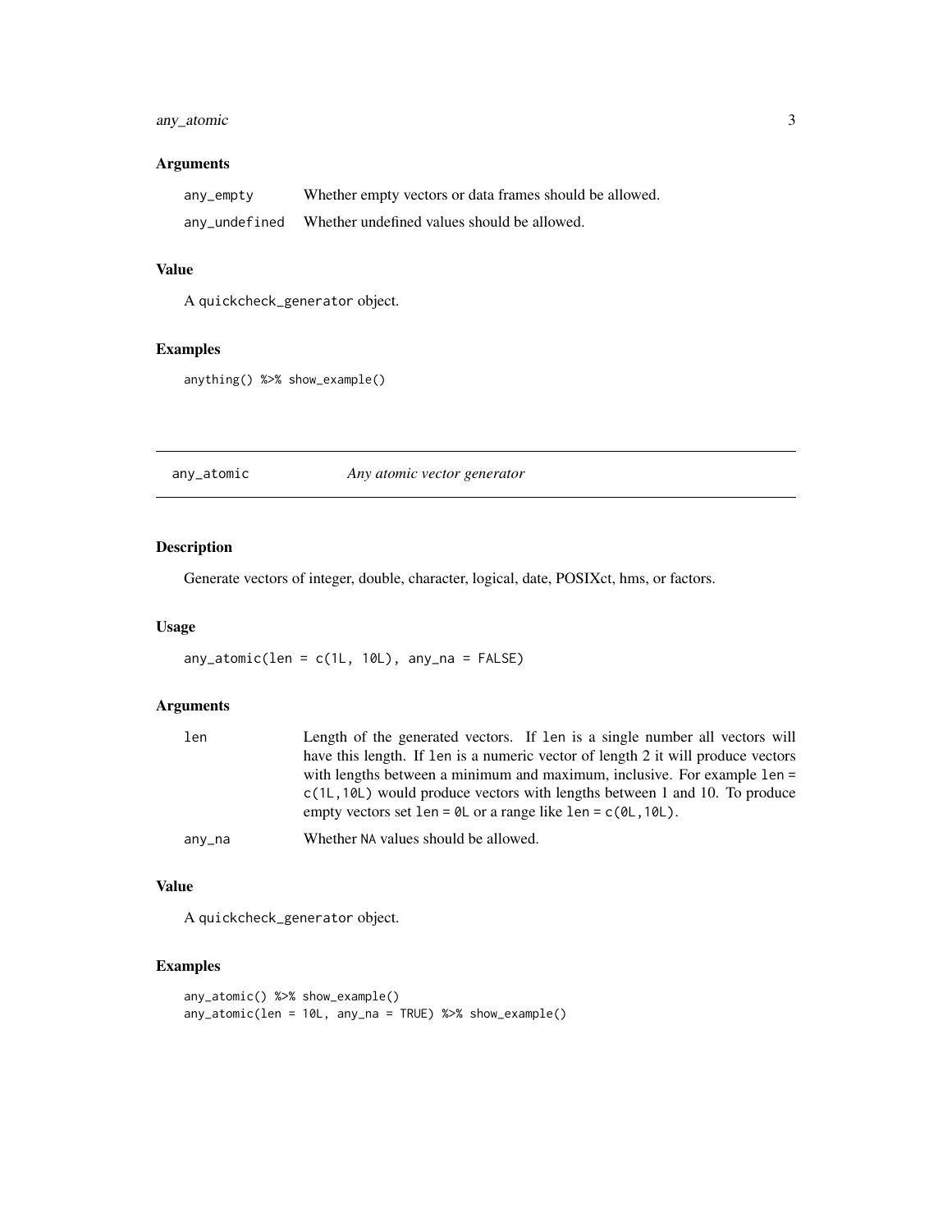### Arguments

| | |
|---|---|
| any_empty | Whether empty vectors or data frames should be allowed. |
| any_undefined | Whether undefined values should be allowed. |

### Value

A quickcheck_generator object.

### Examples

```
anything() %>% show_example()
```

---

## any_atomic — *Any atomic vector generator*

### Description

Generate vectors of integer, double, character, logical, date, POSIXct, hms, or factors.

### Usage

```
any_atomic(len = c(1L, 10L), any_na = FALSE)
```

### Arguments

| | |
|---|---|
| len | Length of the generated vectors. If len is a single number all vectors will have this length. If len is a numeric vector of length 2 it will produce vectors with lengths between a minimum and maximum, inclusive. For example len = c(1L,10L) would produce vectors with lengths between 1 and 10. To produce empty vectors set len = 0L or a range like len = c(0L,10L). |
| any_na | Whether NA values should be allowed. |

### Value

A quickcheck_generator object.

### Examples

```
any_atomic() %>% show_example()
any_atomic(len = 10L, any_na = TRUE) %>% show_example()
```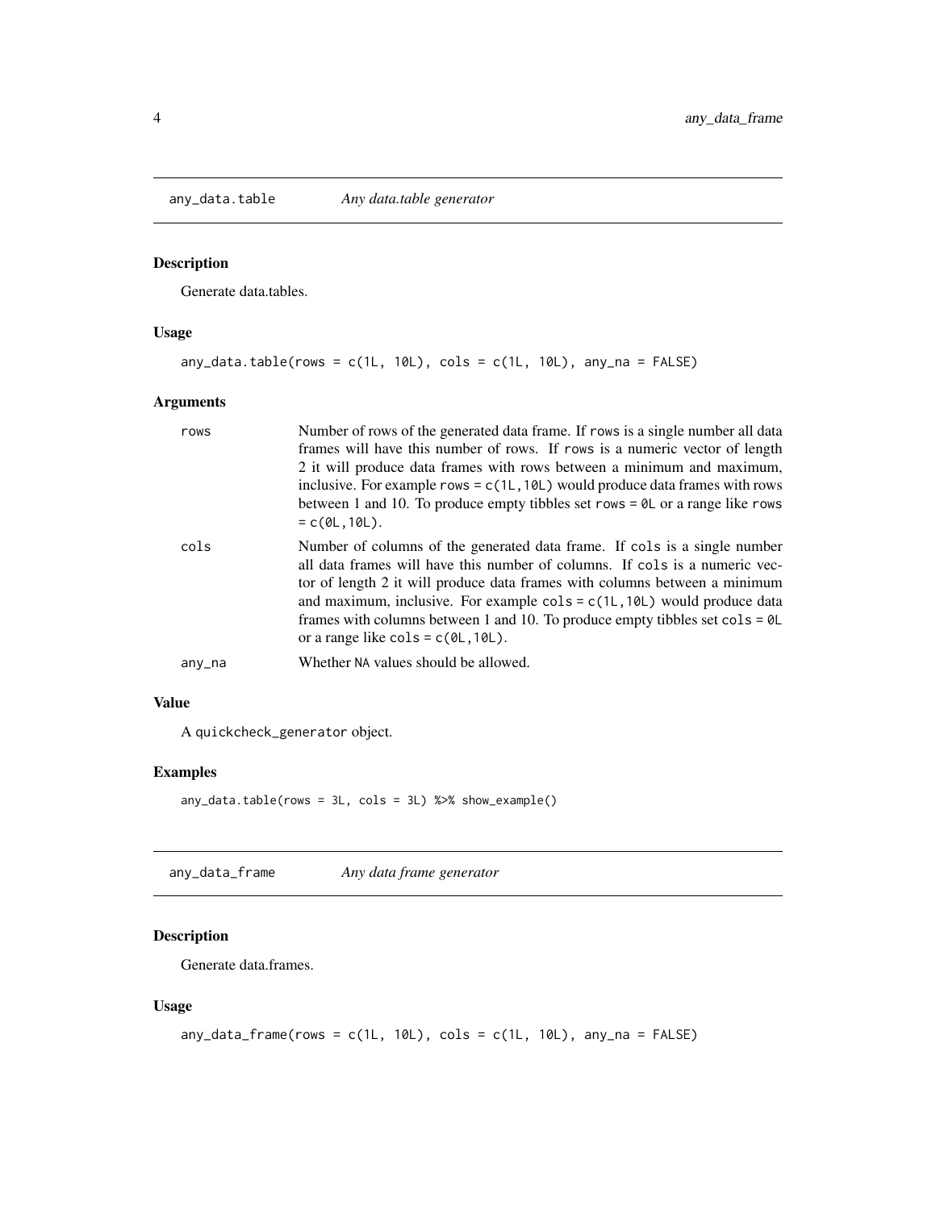## any_data.table — *Any data.table generator*

### Description

Generate data.tables.

### Usage

```
any_data.table(rows = c(1L, 10L), cols = c(1L, 10L), any_na = FALSE)
```

### Arguments

| | |
|---|---|
| rows | Number of rows of the generated data frame. If rows is a single number all data frames will have this number of rows. If rows is a numeric vector of length 2 it will produce data frames with rows between a minimum and maximum, inclusive. For example rows = c(1L,10L) would produce data frames with rows between 1 and 10. To produce empty tibbles set rows = 0L or a range like rows = c(0L,10L). |
| cols | Number of columns of the generated data frame. If cols is a single number all data frames will have this number of columns. If cols is a numeric vector of length 2 it will produce data frames with columns between a minimum and maximum, inclusive. For example cols = c(1L,10L) would produce data frames with columns between 1 and 10. To produce empty tibbles set cols = 0L or a range like cols = c(0L,10L). |
| any_na | Whether NA values should be allowed. |

### Value

A quickcheck_generator object.

### Examples

```
any_data.table(rows = 3L, cols = 3L) %>% show_example()
```

## any_data_frame — *Any data frame generator*

### Description

Generate data.frames.

### Usage

```
any_data_frame(rows = c(1L, 10L), cols = c(1L, 10L), any_na = FALSE)
```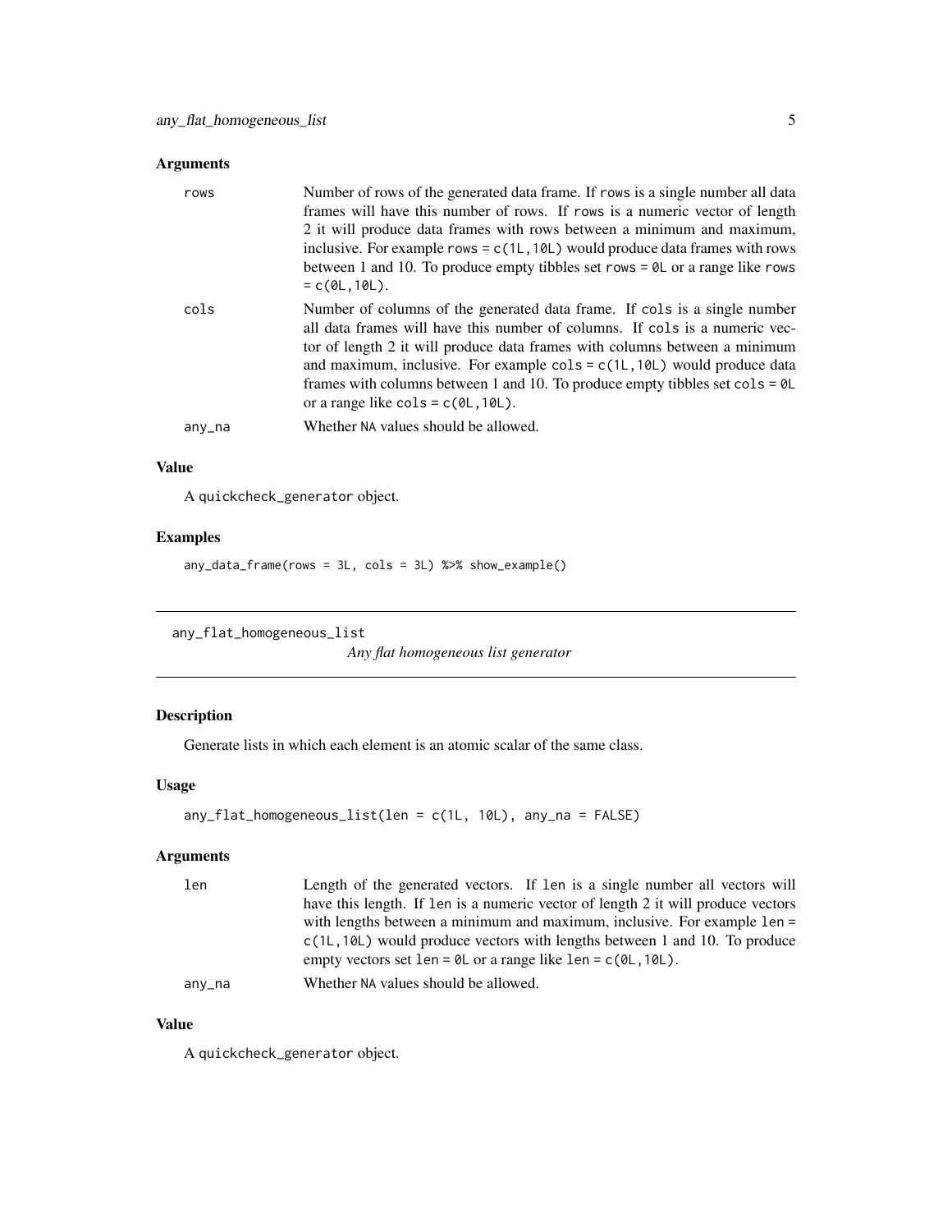### Arguments

| | |
|---|---|
| rows | Number of rows of the generated data frame. If `rows` is a single number all data frames will have this number of rows. If `rows` is a numeric vector of length 2 it will produce data frames with rows between a minimum and maximum, inclusive. For example `rows = c(1L,10L)` would produce data frames with rows between 1 and 10. To produce empty tibbles set `rows = 0L` or a range like `rows = c(0L,10L)`. |
| cols | Number of columns of the generated data frame. If `cols` is a single number all data frames will have this number of columns. If `cols` is a numeric vector of length 2 it will produce data frames with columns between a minimum and maximum, inclusive. For example `cols = c(1L,10L)` would produce data frames with columns between 1 and 10. To produce empty tibbles set `cols = 0L` or a range like `cols = c(0L,10L)`. |
| any_na | Whether `NA` values should be allowed. |

### Value

A `quickcheck_generator` object.

### Examples

```
any_data_frame(rows = 3L, cols = 3L) %>% show_example()
```

---

## any_flat_homogeneous_list — *Any flat homogeneous list generator*

---

### Description

Generate lists in which each element is an atomic scalar of the same class.

### Usage

```
any_flat_homogeneous_list(len = c(1L, 10L), any_na = FALSE)
```

### Arguments

| | |
|---|---|
| len | Length of the generated vectors. If `len` is a single number all vectors will have this length. If `len` is a numeric vector of length 2 it will produce vectors with lengths between a minimum and maximum, inclusive. For example `len = c(1L,10L)` would produce vectors with lengths between 1 and 10. To produce empty vectors set `len = 0L` or a range like `len = c(0L,10L)`. |
| any_na | Whether `NA` values should be allowed. |

### Value

A `quickcheck_generator` object.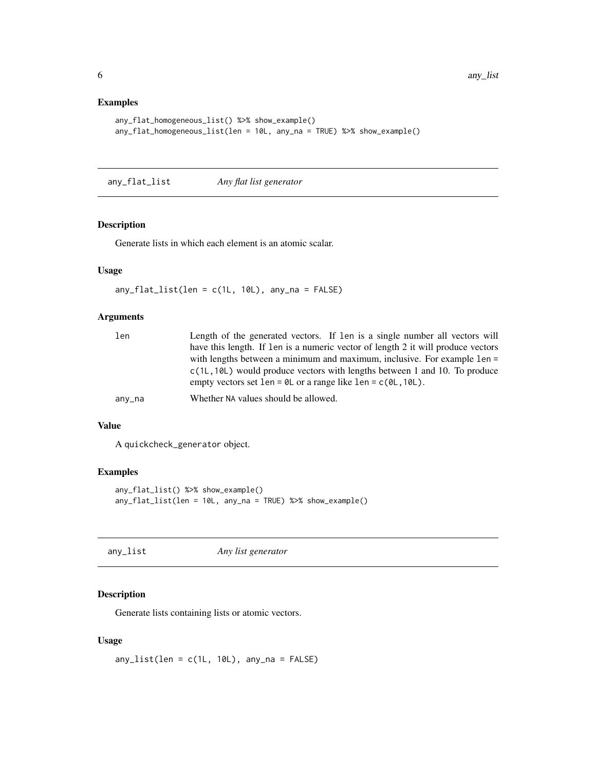### Examples

```
any_flat_homogeneous_list() %>% show_example()
any_flat_homogeneous_list(len = 10L, any_na = TRUE) %>% show_example()
```

---

## any_flat_list *Any flat list generator*

---

### Description

Generate lists in which each element is an atomic scalar.

### Usage

```
any_flat_list(len = c(1L, 10L), any_na = FALSE)
```

### Arguments

| | |
|---|---|
| len | Length of the generated vectors. If len is a single number all vectors will have this length. If len is a numeric vector of length 2 it will produce vectors with lengths between a minimum and maximum, inclusive. For example len = c(1L,10L) would produce vectors with lengths between 1 and 10. To produce empty vectors set len = 0L or a range like len = c(0L,10L). |
| any_na | Whether NA values should be allowed. |

### Value

A quickcheck_generator object.

### Examples

```
any_flat_list() %>% show_example()
any_flat_list(len = 10L, any_na = TRUE) %>% show_example()
```

---

## any_list *Any list generator*

---

### Description

Generate lists containing lists or atomic vectors.

### Usage

```
any_list(len = c(1L, 10L), any_na = FALSE)
```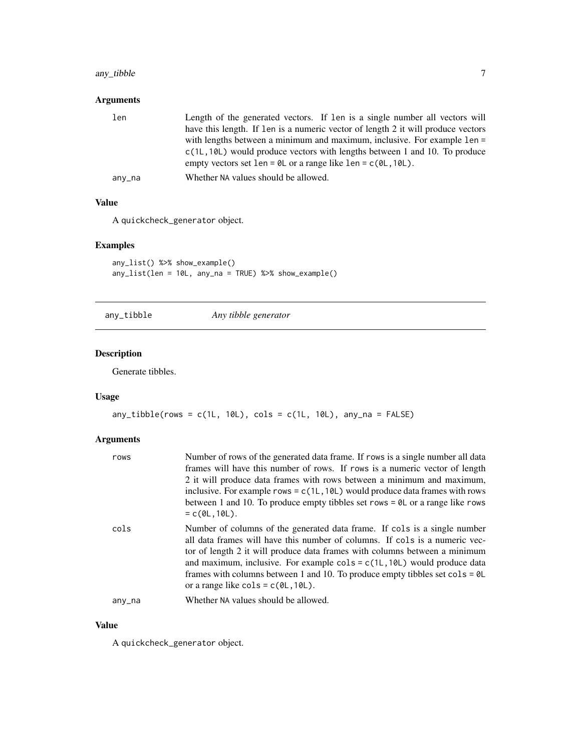### Arguments

| | |
|---|---|
| len | Length of the generated vectors. If len is a single number all vectors will have this length. If len is a numeric vector of length 2 it will produce vectors with lengths between a minimum and maximum, inclusive. For example len = c(1L,10L) would produce vectors with lengths between 1 and 10. To produce empty vectors set len = 0L or a range like len = c(0L,10L). |
| any_na | Whether NA values should be allowed. |

### Value

A quickcheck_generator object.

### Examples

```
any_list() %>% show_example()
any_list(len = 10L, any_na = TRUE) %>% show_example()
```

---

## any_tibble — *Any tibble generator*

---

### Description

Generate tibbles.

### Usage

```
any_tibble(rows = c(1L, 10L), cols = c(1L, 10L), any_na = FALSE)
```

### Arguments

| | |
|---|---|
| rows | Number of rows of the generated data frame. If rows is a single number all data frames will have this number of rows. If rows is a numeric vector of length 2 it will produce data frames with rows between a minimum and maximum, inclusive. For example rows = c(1L,10L) would produce data frames with rows between 1 and 10. To produce empty tibbles set rows = 0L or a range like rows = c(0L,10L). |
| cols | Number of columns of the generated data frame. If cols is a single number all data frames will have this number of columns. If cols is a numeric vector of length 2 it will produce data frames with columns between a minimum and maximum, inclusive. For example cols = c(1L,10L) would produce data frames with columns between 1 and 10. To produce empty tibbles set cols = 0L or a range like cols = c(0L,10L). |
| any_na | Whether NA values should be allowed. |

### Value

A quickcheck_generator object.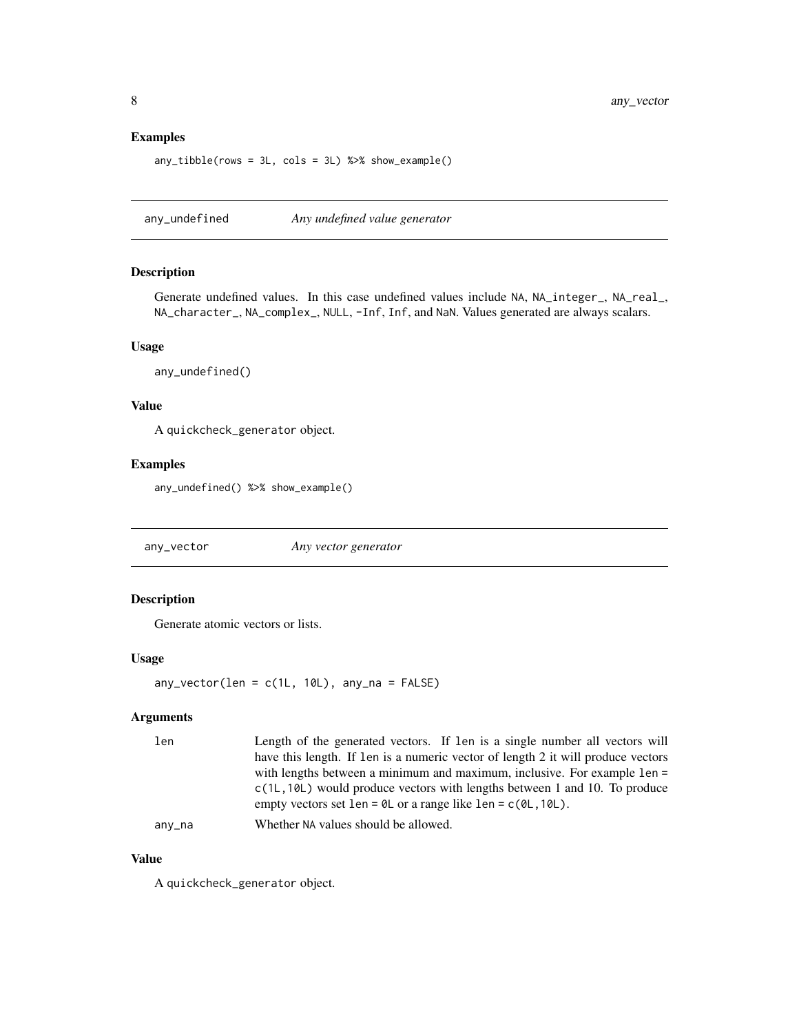### Examples

```
any_tibble(rows = 3L, cols = 3L) %>% show_example()
```

## any_undefined *Any undefined value generator*

### Description

Generate undefined values. In this case undefined values include NA, NA_integer_, NA_real_, NA_character_, NA_complex_, NULL, -Inf, Inf, and NaN. Values generated are always scalars.

### Usage

```
any_undefined()
```

### Value

A quickcheck_generator object.

### Examples

```
any_undefined() %>% show_example()
```

## any_vector *Any vector generator*

### Description

Generate atomic vectors or lists.

### Usage

```
any_vector(len = c(1L, 10L), any_na = FALSE)
```

### Arguments

| | |
|---|---|
| len | Length of the generated vectors. If len is a single number all vectors will have this length. If len is a numeric vector of length 2 it will produce vectors with lengths between a minimum and maximum, inclusive. For example len = c(1L,10L) would produce vectors with lengths between 1 and 10. To produce empty vectors set len = 0L or a range like len = c(0L,10L). |
| any_na | Whether NA values should be allowed. |

### Value

A quickcheck_generator object.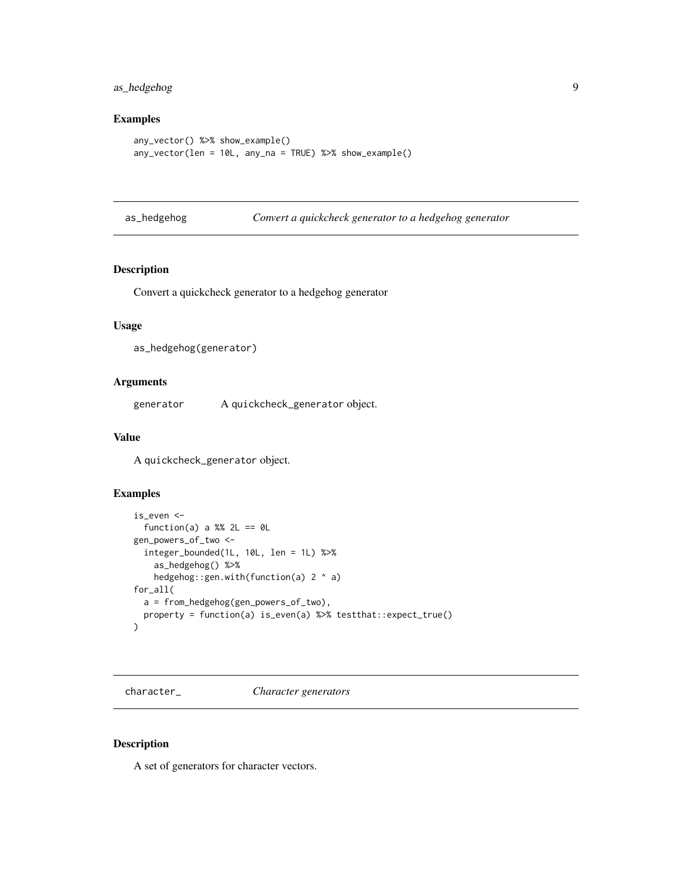## Examples

```
any_vector() %>% show_example()
any_vector(len = 10L, any_na = TRUE) %>% show_example()
```

---

## as_hedgehog — *Convert a quickcheck generator to a hedgehog generator*

### Description

Convert a quickcheck generator to a hedgehog generator

### Usage

```
as_hedgehog(generator)
```

### Arguments

| | |
|---|---|
| generator | A quickcheck_generator object. |

### Value

A quickcheck_generator object.

### Examples

```
is_even <-
  function(a) a %% 2L == 0L
gen_powers_of_two <-
  integer_bounded(1L, 10L, len = 1L) %>%
    as_hedgehog() %>%
    hedgehog::gen.with(function(a) 2 ^ a)
for_all(
  a = from_hedgehog(gen_powers_of_two),
  property = function(a) is_even(a) %>% testthat::expect_true()
)
```

---

## character_ — *Character generators*

### Description

A set of generators for character vectors.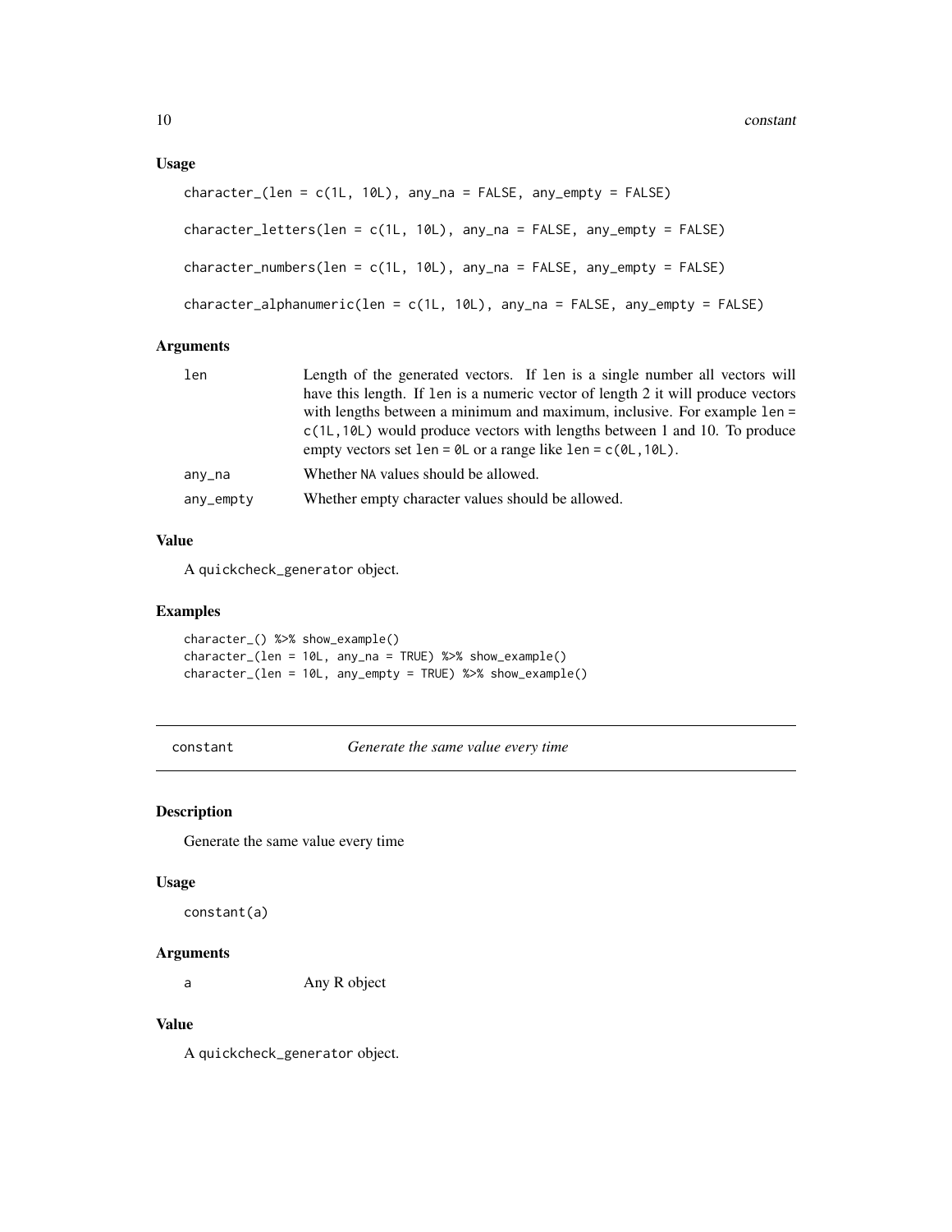### Usage

```
character_(len = c(1L, 10L), any_na = FALSE, any_empty = FALSE)

character_letters(len = c(1L, 10L), any_na = FALSE, any_empty = FALSE)

character_numbers(len = c(1L, 10L), any_na = FALSE, any_empty = FALSE)

character_alphanumeric(len = c(1L, 10L), any_na = FALSE, any_empty = FALSE)
```

### Arguments

| | |
|---|---|
| `len` | Length of the generated vectors. If `len` is a single number all vectors will have this length. If `len` is a numeric vector of length 2 it will produce vectors with lengths between a minimum and maximum, inclusive. For example `len = c(1L,10L)` would produce vectors with lengths between 1 and 10. To produce empty vectors set `len = 0L` or a range like `len = c(0L,10L)`. |
| `any_na` | Whether `NA` values should be allowed. |
| `any_empty` | Whether empty character values should be allowed. |

### Value

A `quickcheck_generator` object.

### Examples

```
character_() %>% show_example()
character_(len = 10L, any_na = TRUE) %>% show_example()
character_(len = 10L, any_empty = TRUE) %>% show_example()
```

## constant — *Generate the same value every time*

### Description

Generate the same value every time

### Usage

```
constant(a)
```

### Arguments

| | |
|---|---|
| `a` | Any R object |

### Value

A `quickcheck_generator` object.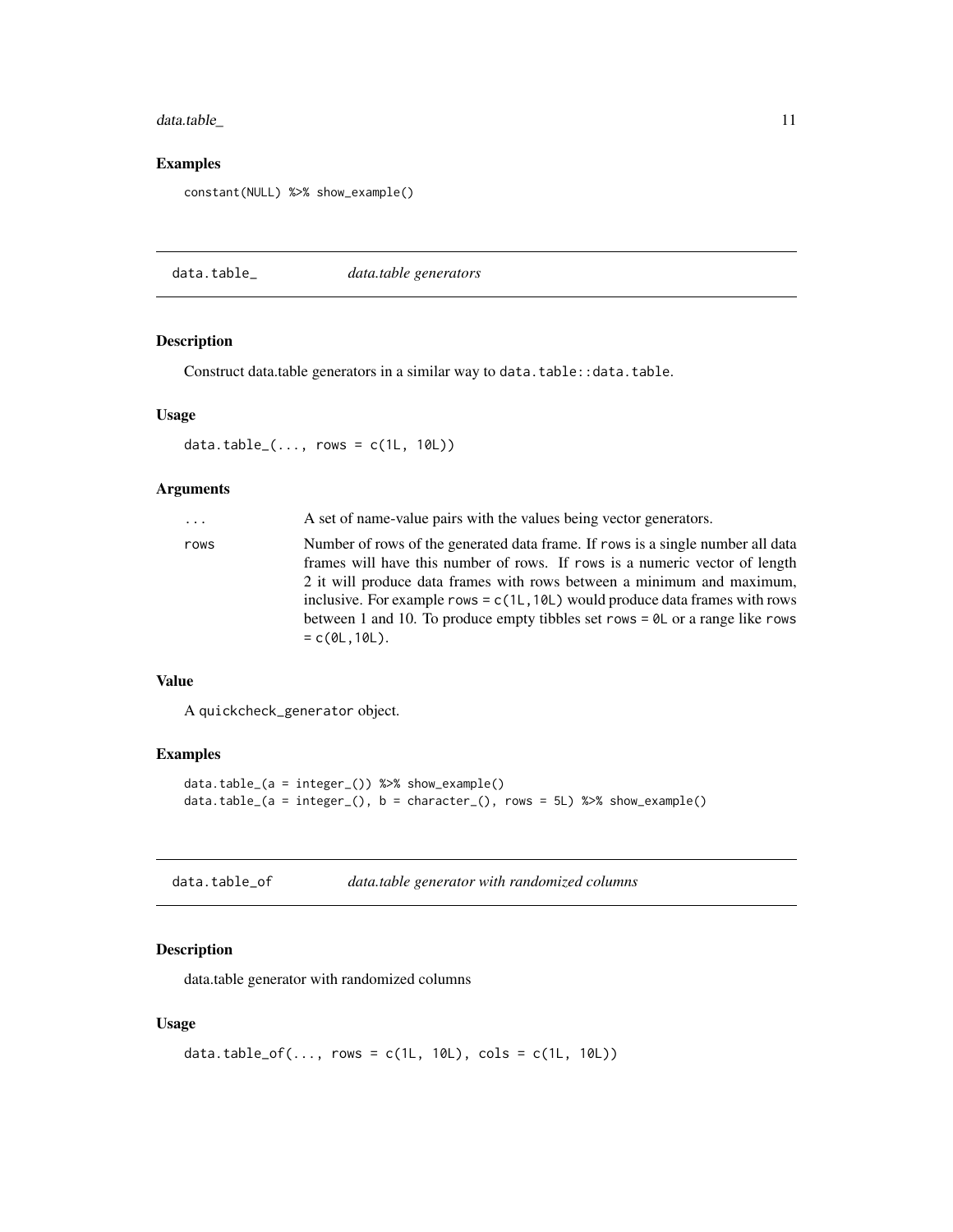### Examples

```
constant(NULL) %>% show_example()
```

## data.table_ — *data.table generators*

### Description

Construct data.table generators in a similar way to `data.table::data.table`.

### Usage

```
data.table_(..., rows = c(1L, 10L))
```

### Arguments

| | |
|---|---|
| `...` | A set of name-value pairs with the values being vector generators. |
| `rows` | Number of rows of the generated data frame. If `rows` is a single number all data frames will have this number of rows. If `rows` is a numeric vector of length 2 it will produce data frames with rows between a minimum and maximum, inclusive. For example `rows = c(1L,10L)` would produce data frames with rows between 1 and 10. To produce empty tibbles set `rows = 0L` or a range like `rows = c(0L,10L)`. |

### Value

A `quickcheck_generator` object.

### Examples

```
data.table_(a = integer_()) %>% show_example()
data.table_(a = integer_(), b = character_(), rows = 5L) %>% show_example()
```

## data.table_of — *data.table generator with randomized columns*

### Description

data.table generator with randomized columns

### Usage

```
data.table_of(..., rows = c(1L, 10L), cols = c(1L, 10L))
```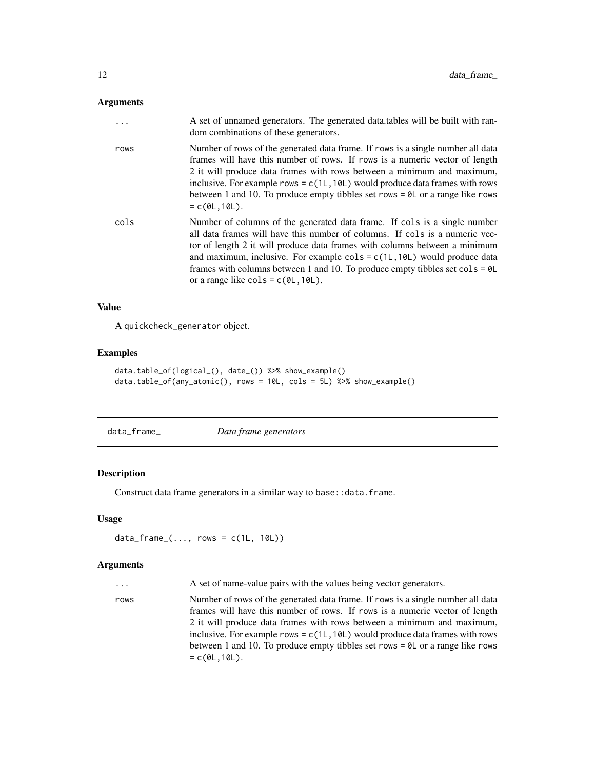## Arguments

| | |
|---|---|
| ... | A set of unnamed generators. The generated data.tables will be built with random combinations of these generators. |
| rows | Number of rows of the generated data frame. If rows is a single number all data frames will have this number of rows. If rows is a numeric vector of length 2 it will produce data frames with rows between a minimum and maximum, inclusive. For example `rows = c(1L,10L)` would produce data frames with rows between 1 and 10. To produce empty tibbles set `rows = 0L` or a range like `rows = c(0L,10L)`. |
| cols | Number of columns of the generated data frame. If cols is a single number all data frames will have this number of columns. If cols is a numeric vector of length 2 it will produce data frames with columns between a minimum and maximum, inclusive. For example `cols = c(1L,10L)` would produce data frames with columns between 1 and 10. To produce empty tibbles set `cols = 0L` or a range like `cols = c(0L,10L)`. |

## Value

A `quickcheck_generator` object.

## Examples

```
data.table_of(logical_(), date_()) %>% show_example()
data.table_of(any_atomic(), rows = 10L, cols = 5L) %>% show_example()
```

---

# data_frame_ *Data frame generators*

## Description

Construct data frame generators in a similar way to `base::data.frame`.

## Usage

```
data_frame_(..., rows = c(1L, 10L))
```

## Arguments

| | |
|---|---|
| ... | A set of name-value pairs with the values being vector generators. |
| rows | Number of rows of the generated data frame. If rows is a single number all data frames will have this number of rows. If rows is a numeric vector of length 2 it will produce data frames with rows between a minimum and maximum, inclusive. For example `rows = c(1L,10L)` would produce data frames with rows between 1 and 10. To produce empty tibbles set `rows = 0L` or a range like `rows = c(0L,10L)`. |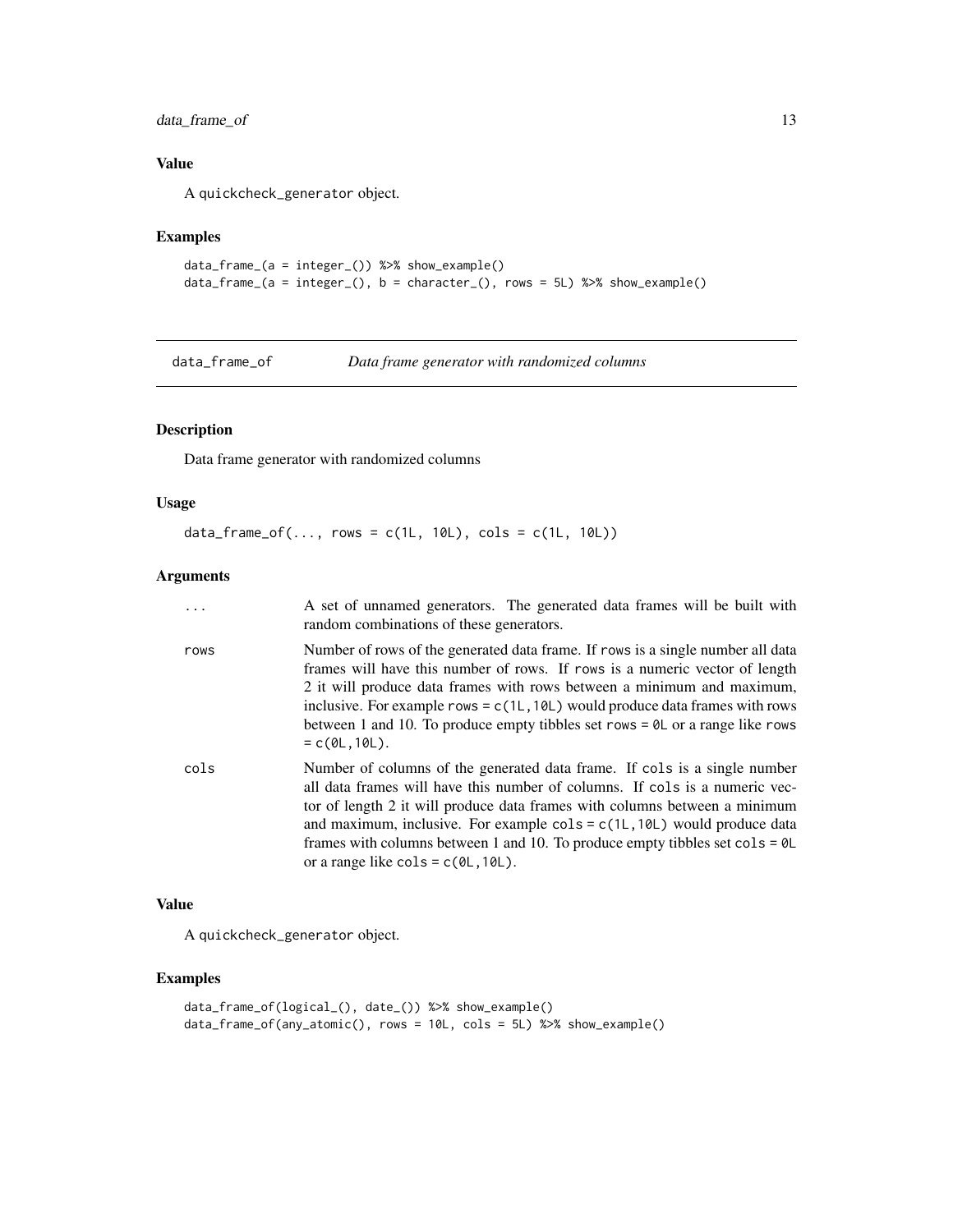### Value

A `quickcheck_generator` object.

### Examples

```
data_frame_(a = integer_()) %>% show_example()
data_frame_(a = integer_(), b = character_(), rows = 5L) %>% show_example()
```

---

## data_frame_of — *Data frame generator with randomized columns*

---

### Description

Data frame generator with randomized columns

### Usage

```
data_frame_of(..., rows = c(1L, 10L), cols = c(1L, 10L))
```

### Arguments

| | |
|---|---|
| `...` | A set of unnamed generators. The generated data frames will be built with random combinations of these generators. |
| `rows` | Number of rows of the generated data frame. If `rows` is a single number all data frames will have this number of rows. If `rows` is a numeric vector of length 2 it will produce data frames with rows between a minimum and maximum, inclusive. For example `rows = c(1L,10L)` would produce data frames with rows between 1 and 10. To produce empty tibbles set `rows = 0L` or a range like `rows = c(0L,10L)`. |
| `cols` | Number of columns of the generated data frame. If `cols` is a single number all data frames will have this number of columns. If `cols` is a numeric vector of length 2 it will produce data frames with columns between a minimum and maximum, inclusive. For example `cols = c(1L,10L)` would produce data frames with columns between 1 and 10. To produce empty tibbles set `cols = 0L` or a range like `cols = c(0L,10L)`. |

### Value

A `quickcheck_generator` object.

### Examples

```
data_frame_of(logical_(), date_()) %>% show_example()
data_frame_of(any_atomic(), rows = 10L, cols = 5L) %>% show_example()
```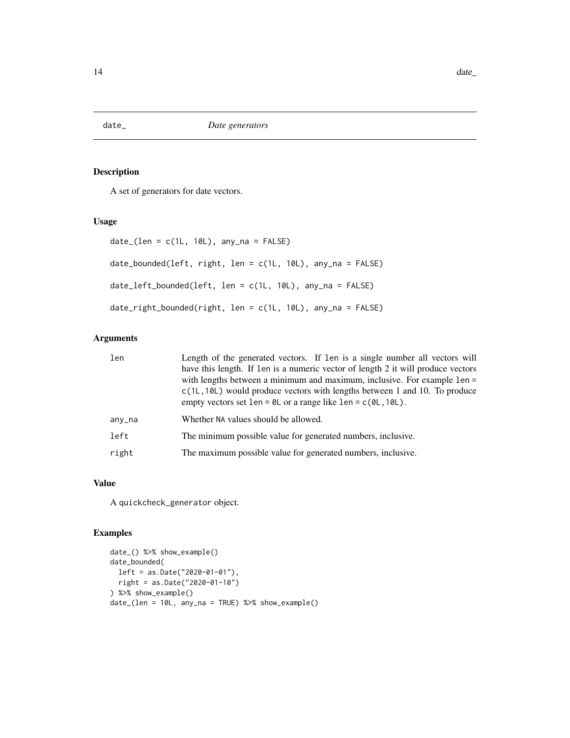# date_ *Date generators*

## Description

A set of generators for date vectors.

## Usage

```
date_(len = c(1L, 10L), any_na = FALSE)

date_bounded(left, right, len = c(1L, 10L), any_na = FALSE)

date_left_bounded(left, len = c(1L, 10L), any_na = FALSE)

date_right_bounded(right, len = c(1L, 10L), any_na = FALSE)
```

## Arguments

| | |
|---|---|
| len | Length of the generated vectors. If `len` is a single number all vectors will have this length. If `len` is a numeric vector of length 2 it will produce vectors with lengths between a minimum and maximum, inclusive. For example `len = c(1L,10L)` would produce vectors with lengths between 1 and 10. To produce empty vectors set `len = 0L` or a range like `len = c(0L,10L)`. |
| any_na | Whether `NA` values should be allowed. |
| left | The minimum possible value for generated numbers, inclusive. |
| right | The maximum possible value for generated numbers, inclusive. |

## Value

A `quickcheck_generator` object.

## Examples

```
date_() %>% show_example()
date_bounded(
  left = as.Date("2020-01-01"),
  right = as.Date("2020-01-10")
) %>% show_example()
date_(len = 10L, any_na = TRUE) %>% show_example()
```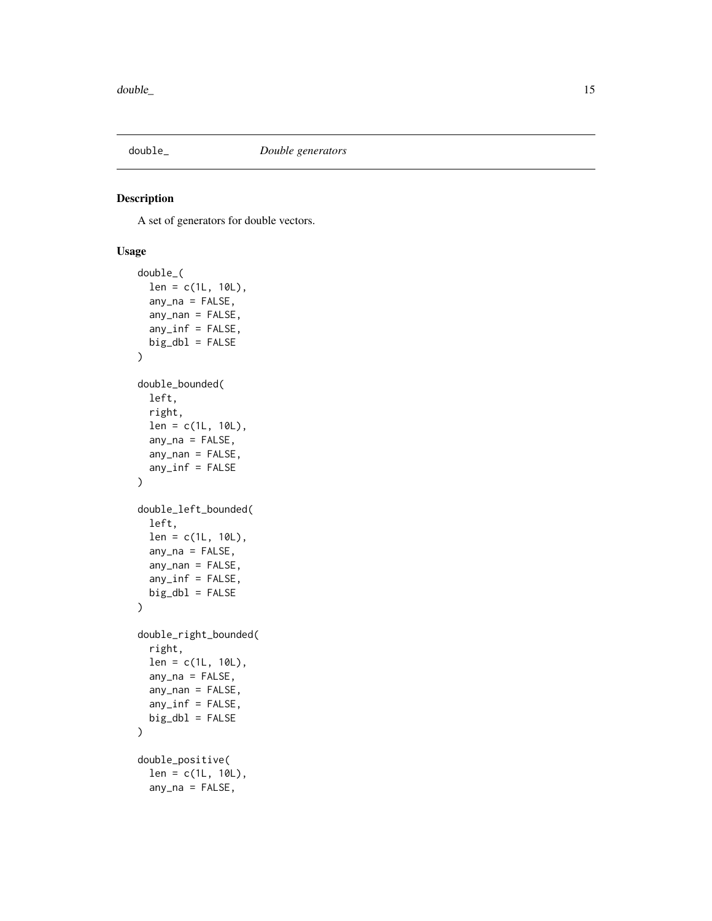# double_ *Double generators*

## Description

A set of generators for double vectors.

## Usage

```
double_(
  len = c(1L, 10L),
  any_na = FALSE,
  any_nan = FALSE,
  any_inf = FALSE,
  big_dbl = FALSE
)

double_bounded(
  left,
  right,
  len = c(1L, 10L),
  any_na = FALSE,
  any_nan = FALSE,
  any_inf = FALSE
)

double_left_bounded(
  left,
  len = c(1L, 10L),
  any_na = FALSE,
  any_nan = FALSE,
  any_inf = FALSE,
  big_dbl = FALSE
)

double_right_bounded(
  right,
  len = c(1L, 10L),
  any_na = FALSE,
  any_nan = FALSE,
  any_inf = FALSE,
  big_dbl = FALSE
)

double_positive(
  len = c(1L, 10L),
  any_na = FALSE,
```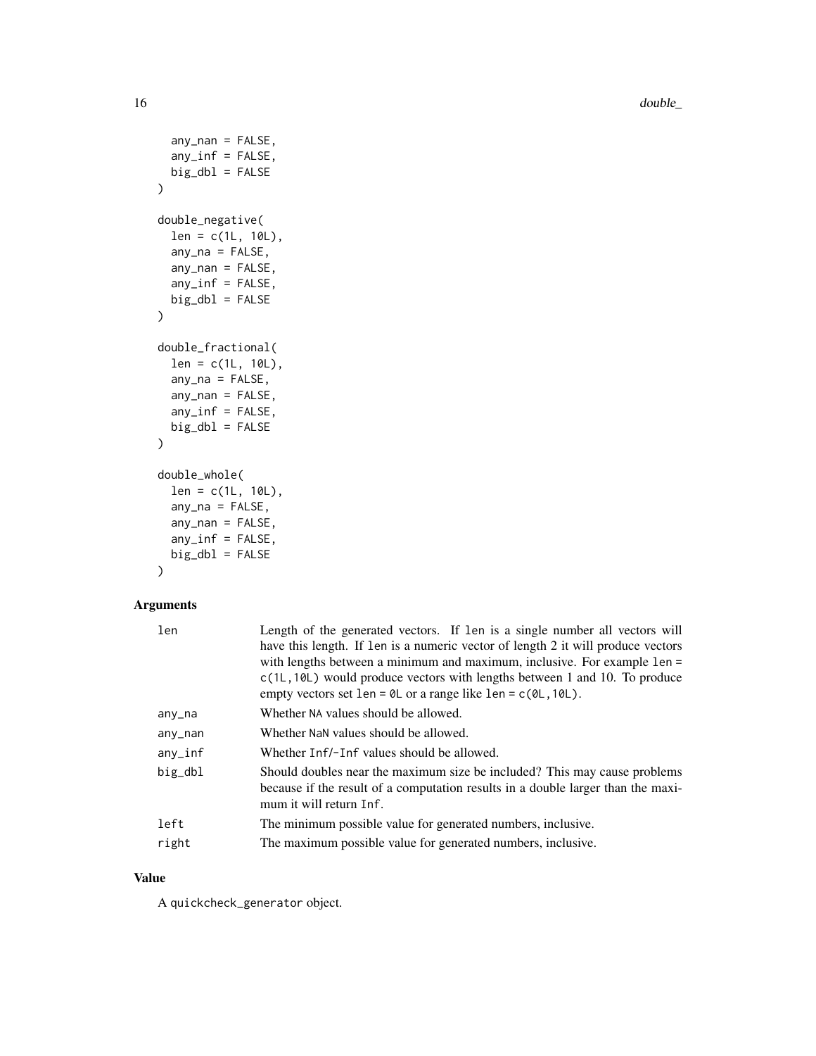```
  any_nan = FALSE,
  any_inf = FALSE,
  big_dbl = FALSE
)

double_negative(
  len = c(1L, 10L),
  any_na = FALSE,
  any_nan = FALSE,
  any_inf = FALSE,
  big_dbl = FALSE
)

double_fractional(
  len = c(1L, 10L),
  any_na = FALSE,
  any_nan = FALSE,
  any_inf = FALSE,
  big_dbl = FALSE
)

double_whole(
  len = c(1L, 10L),
  any_na = FALSE,
  any_nan = FALSE,
  any_inf = FALSE,
  big_dbl = FALSE
)
```

## Arguments

| | |
|---|---|
| len | Length of the generated vectors. If len is a single number all vectors will have this length. If len is a numeric vector of length 2 it will produce vectors with lengths between a minimum and maximum, inclusive. For example len = c(1L,10L) would produce vectors with lengths between 1 and 10. To produce empty vectors set len = 0L or a range like len = c(0L,10L). |
| any_na | Whether NA values should be allowed. |
| any_nan | Whether NaN values should be allowed. |
| any_inf | Whether Inf/-Inf values should be allowed. |
| big_dbl | Should doubles near the maximum size be included? This may cause problems because if the result of a computation results in a double larger than the maximum it will return Inf. |
| left | The minimum possible value for generated numbers, inclusive. |
| right | The maximum possible value for generated numbers, inclusive. |

## Value

A quickcheck_generator object.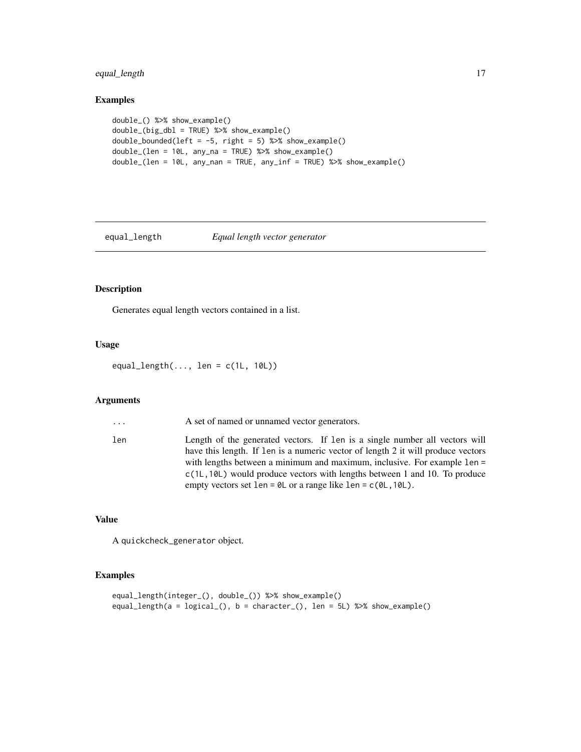## Examples

```
double_() %>% show_example()
double_(big_dbl = TRUE) %>% show_example()
double_bounded(left = -5, right = 5) %>% show_example()
double_(len = 10L, any_na = TRUE) %>% show_example()
double_(len = 10L, any_nan = TRUE, any_inf = TRUE) %>% show_example()
```

---

# equal_length *Equal length vector generator*

## Description

Generates equal length vectors contained in a list.

## Usage

```
equal_length(..., len = c(1L, 10L))
```

## Arguments

| | |
|---|---|
| ... | A set of named or unnamed vector generators. |
| len | Length of the generated vectors. If len is a single number all vectors will have this length. If len is a numeric vector of length 2 it will produce vectors with lengths between a minimum and maximum, inclusive. For example len = c(1L,10L) would produce vectors with lengths between 1 and 10. To produce empty vectors set len = 0L or a range like len = c(0L,10L). |

## Value

A quickcheck_generator object.

## Examples

```
equal_length(integer_(), double_()) %>% show_example()
equal_length(a = logical_(), b = character_(), len = 5L) %>% show_example()
```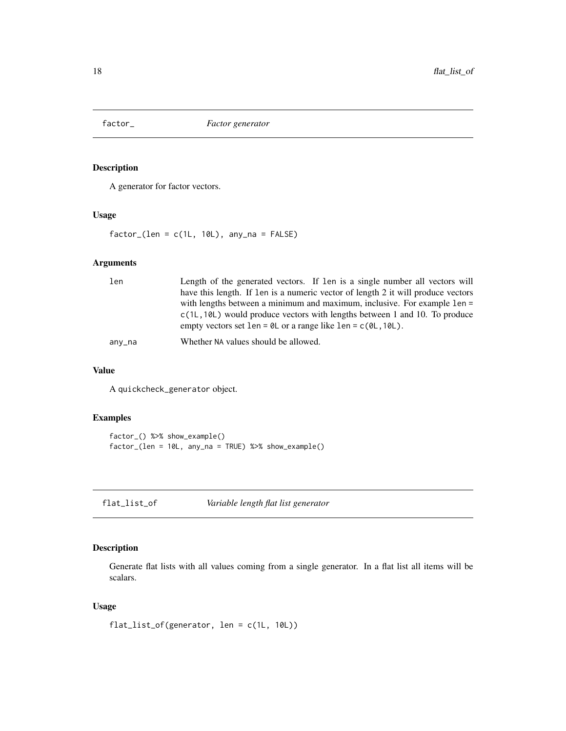## factor_ *Factor generator*

### Description

A generator for factor vectors.

### Usage

```
factor_(len = c(1L, 10L), any_na = FALSE)
```

### Arguments

| | |
|---|---|
| len | Length of the generated vectors. If len is a single number all vectors will have this length. If len is a numeric vector of length 2 it will produce vectors with lengths between a minimum and maximum, inclusive. For example len = c(1L,10L) would produce vectors with lengths between 1 and 10. To produce empty vectors set len = 0L or a range like len = c(0L,10L). |
| any_na | Whether NA values should be allowed. |

### Value

A quickcheck_generator object.

### Examples

```
factor_() %>% show_example()
factor_(len = 10L, any_na = TRUE) %>% show_example()
```

## flat_list_of *Variable length flat list generator*

### Description

Generate flat lists with all values coming from a single generator. In a flat list all items will be scalars.

### Usage

```
flat_list_of(generator, len = c(1L, 10L))
```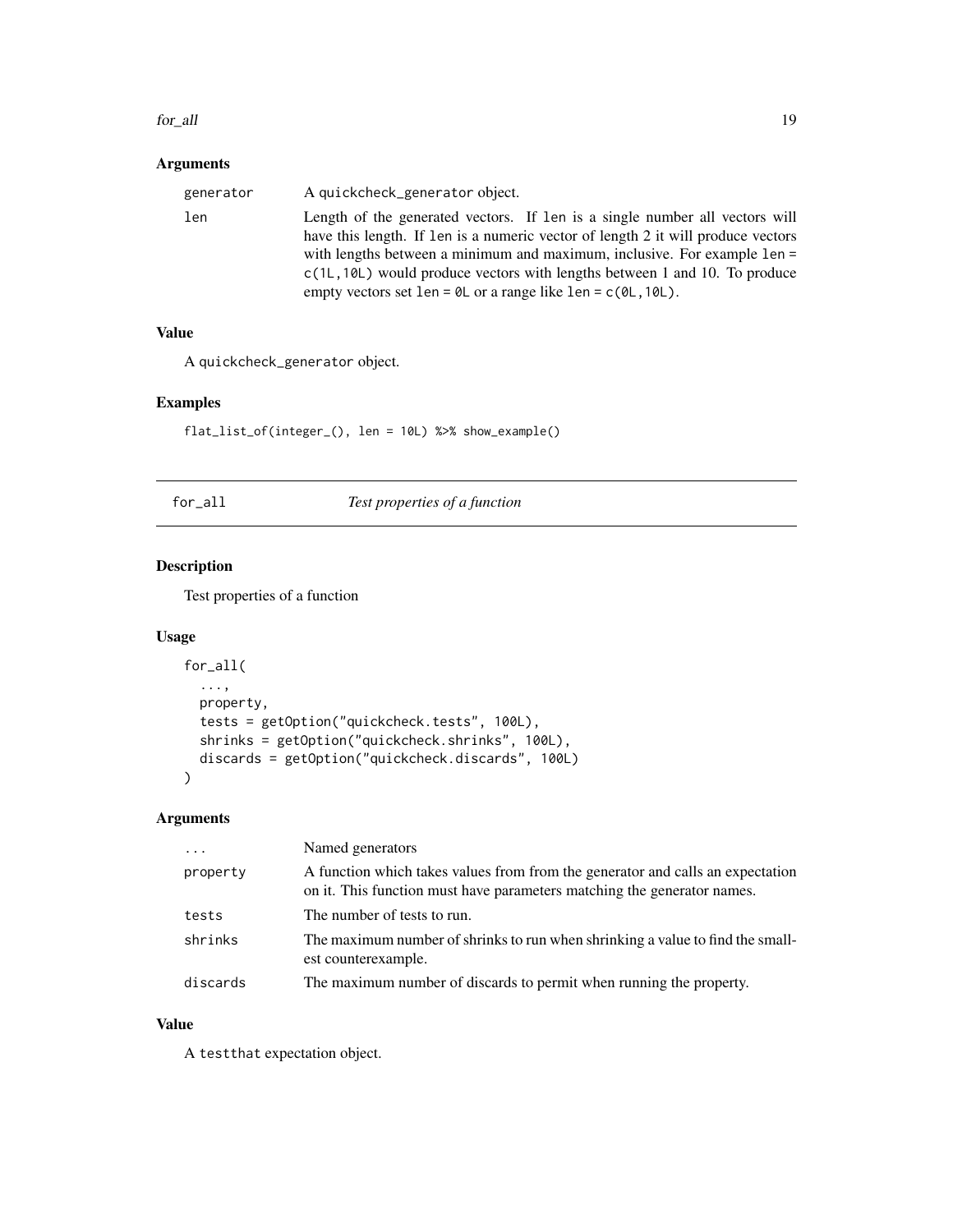### Arguments

| | |
|---|---|
| generator | A quickcheck_generator object. |
| len | Length of the generated vectors. If len is a single number all vectors will have this length. If len is a numeric vector of length 2 it will produce vectors with lengths between a minimum and maximum, inclusive. For example len = c(1L,10L) would produce vectors with lengths between 1 and 10. To produce empty vectors set len = 0L or a range like len = c(0L,10L). |

### Value

A quickcheck_generator object.

### Examples

```
flat_list_of(integer_(), len = 10L) %>% show_example()
```

---

## for_all *Test properties of a function*

### Description

Test properties of a function

### Usage

```
for_all(
  ...,
  property,
  tests = getOption("quickcheck.tests", 100L),
  shrinks = getOption("quickcheck.shrinks", 100L),
  discards = getOption("quickcheck.discards", 100L)
)
```

### Arguments

| | |
|---|---|
| ... | Named generators |
| property | A function which takes values from from the generator and calls an expectation on it. This function must have parameters matching the generator names. |
| tests | The number of tests to run. |
| shrinks | The maximum number of shrinks to run when shrinking a value to find the smallest counterexample. |
| discards | The maximum number of discards to permit when running the property. |

### Value

A testthat expectation object.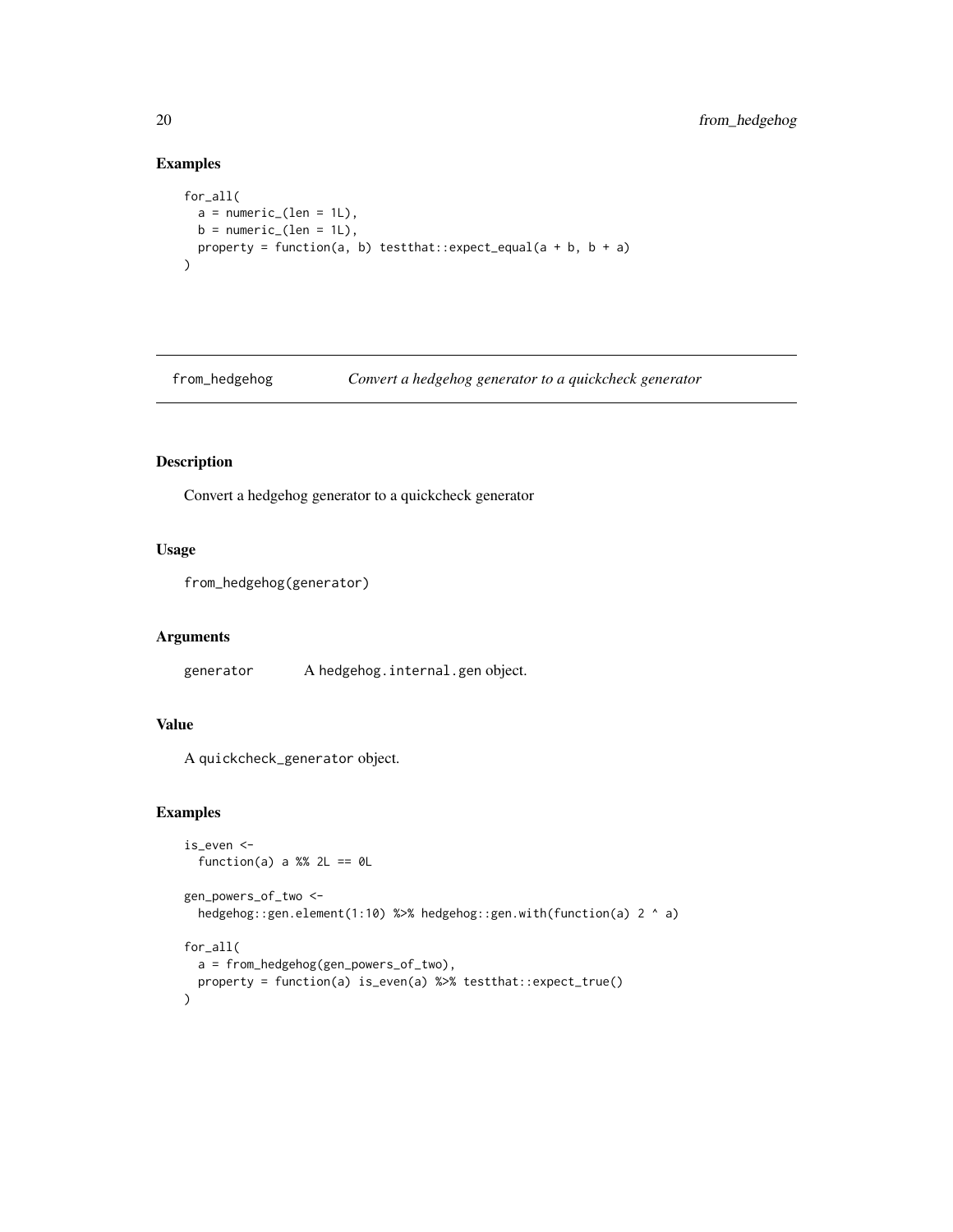### Examples

```
for_all(
  a = numeric_(len = 1L),
  b = numeric_(len = 1L),
  property = function(a, b) testthat::expect_equal(a + b, b + a)
)
```

---

## from_hedgehog *Convert a hedgehog generator to a quickcheck generator*

---

### Description

Convert a hedgehog generator to a quickcheck generator

### Usage

```
from_hedgehog(generator)
```

### Arguments

| | |
|---|---|
| generator | A `hedgehog.internal.gen` object. |

### Value

A `quickcheck_generator` object.

### Examples

```
is_even <-
  function(a) a %% 2L == 0L

gen_powers_of_two <-
  hedgehog::gen.element(1:10) %>% hedgehog::gen.with(function(a) 2 ^ a)

for_all(
  a = from_hedgehog(gen_powers_of_two),
  property = function(a) is_even(a) %>% testthat::expect_true()
)
```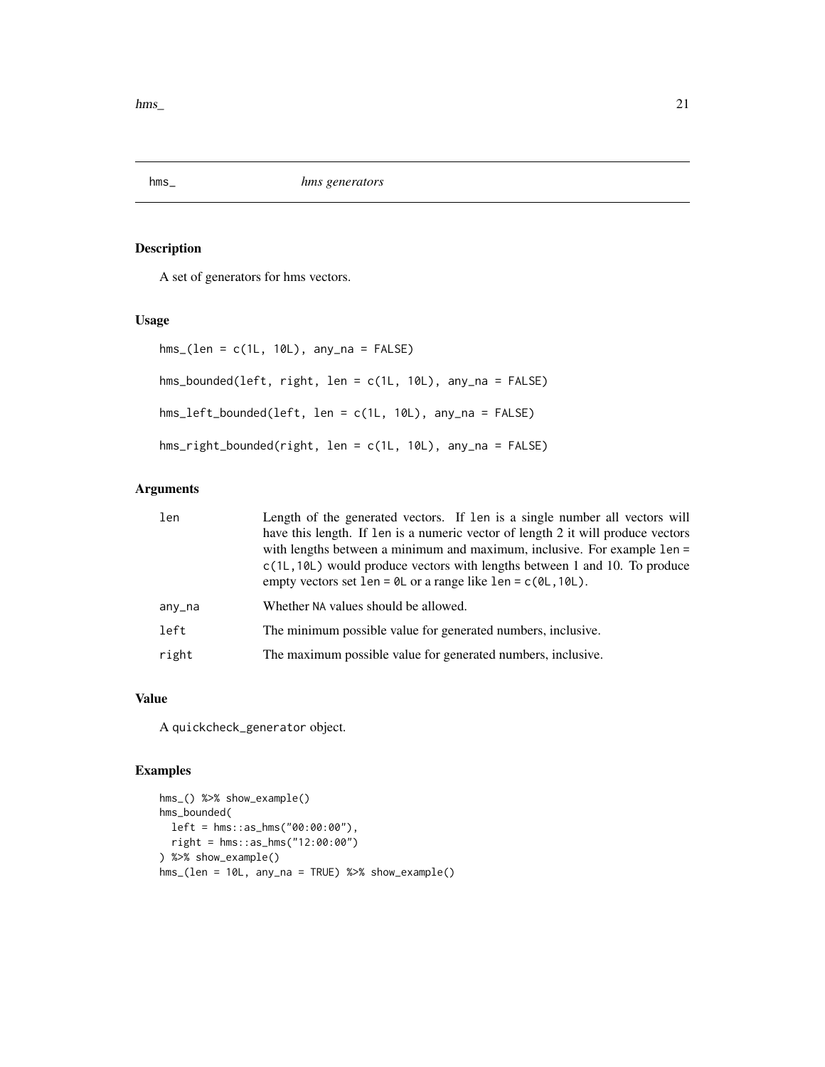## hms_ *hms generators*

### Description

A set of generators for hms vectors.

### Usage

```
hms_(len = c(1L, 10L), any_na = FALSE)

hms_bounded(left, right, len = c(1L, 10L), any_na = FALSE)

hms_left_bounded(left, len = c(1L, 10L), any_na = FALSE)

hms_right_bounded(right, len = c(1L, 10L), any_na = FALSE)
```

### Arguments

| | |
|---|---|
| len | Length of the generated vectors. If len is a single number all vectors will have this length. If len is a numeric vector of length 2 it will produce vectors with lengths between a minimum and maximum, inclusive. For example len = c(1L,10L) would produce vectors with lengths between 1 and 10. To produce empty vectors set len = 0L or a range like len = c(0L,10L). |
| any_na | Whether NA values should be allowed. |
| left | The minimum possible value for generated numbers, inclusive. |
| right | The maximum possible value for generated numbers, inclusive. |

### Value

A quickcheck_generator object.

### Examples

```
hms_() %>% show_example()
hms_bounded(
  left = hms::as_hms("00:00:00"),
  right = hms::as_hms("12:00:00")
) %>% show_example()
hms_(len = 10L, any_na = TRUE) %>% show_example()
```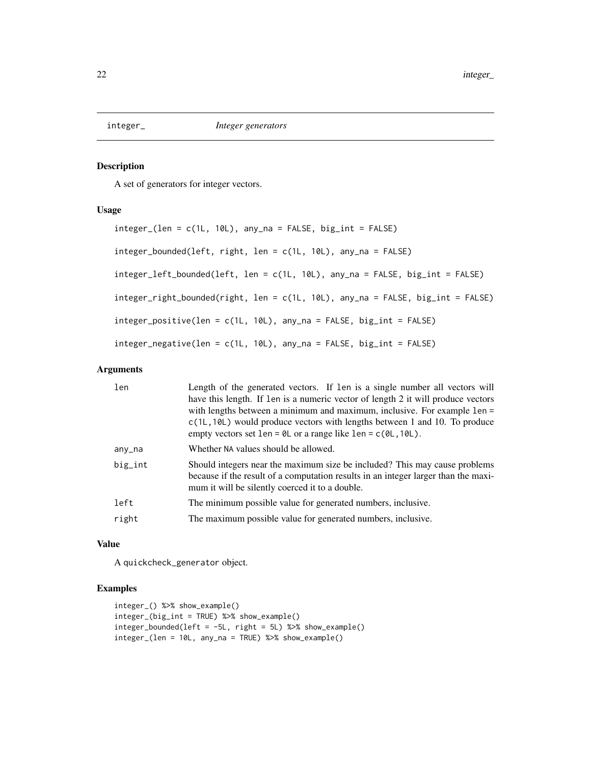# integer_ *Integer generators*

## Description

A set of generators for integer vectors.

## Usage

```
integer_(len = c(1L, 10L), any_na = FALSE, big_int = FALSE)

integer_bounded(left, right, len = c(1L, 10L), any_na = FALSE)

integer_left_bounded(left, len = c(1L, 10L), any_na = FALSE, big_int = FALSE)

integer_right_bounded(right, len = c(1L, 10L), any_na = FALSE, big_int = FALSE)

integer_positive(len = c(1L, 10L), any_na = FALSE, big_int = FALSE)

integer_negative(len = c(1L, 10L), any_na = FALSE, big_int = FALSE)
```

## Arguments

| | |
|---|---|
| len | Length of the generated vectors. If len is a single number all vectors will have this length. If len is a numeric vector of length 2 it will produce vectors with lengths between a minimum and maximum, inclusive. For example len = c(1L,10L) would produce vectors with lengths between 1 and 10. To produce empty vectors set len = 0L or a range like len = c(0L,10L). |
| any_na | Whether NA values should be allowed. |
| big_int | Should integers near the maximum size be included? This may cause problems because if the result of a computation results in an integer larger than the maximum it will be silently coerced it to a double. |
| left | The minimum possible value for generated numbers, inclusive. |
| right | The maximum possible value for generated numbers, inclusive. |

## Value

A quickcheck_generator object.

## Examples

```
integer_() %>% show_example()
integer_(big_int = TRUE) %>% show_example()
integer_bounded(left = -5L, right = 5L) %>% show_example()
integer_(len = 10L, any_na = TRUE) %>% show_example()
```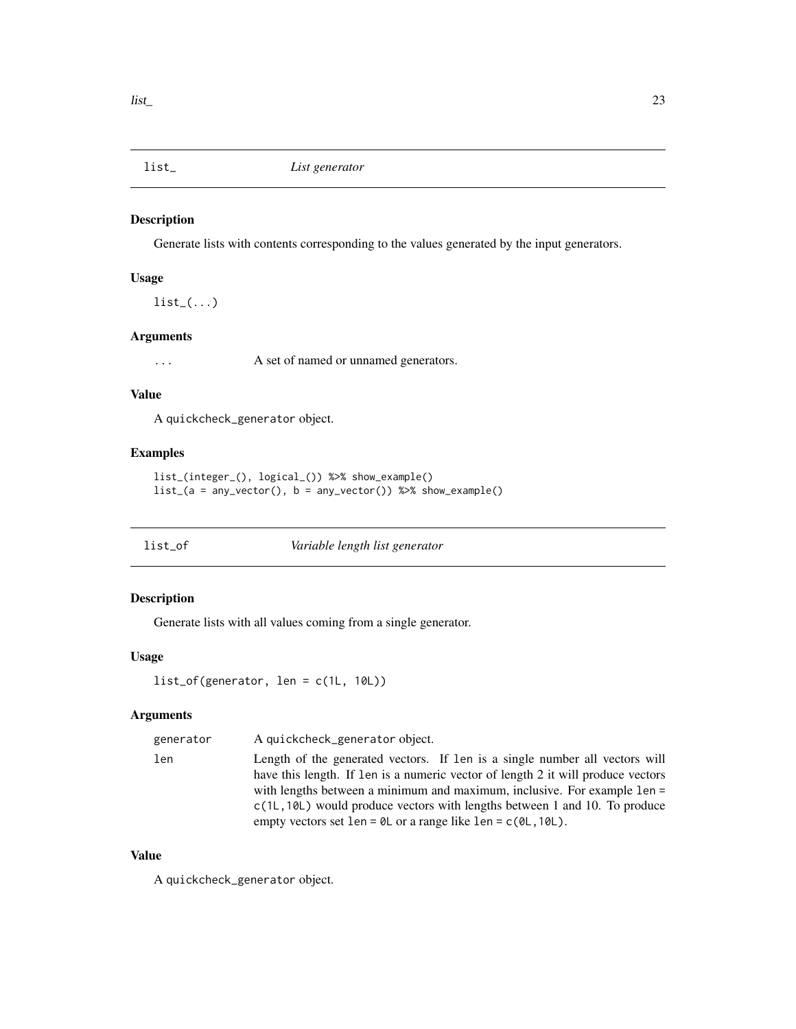## list_ — *List generator*

### Description

Generate lists with contents corresponding to the values generated by the input generators.

### Usage

```
list_(...)
```

### Arguments

| | |
|---|---|
| ... | A set of named or unnamed generators. |

### Value

A quickcheck_generator object.

### Examples

```
list_(integer_(), logical_()) %>% show_example()
list_(a = any_vector(), b = any_vector()) %>% show_example()
```

## list_of — *Variable length list generator*

### Description

Generate lists with all values coming from a single generator.

### Usage

```
list_of(generator, len = c(1L, 10L))
```

### Arguments

| | |
|---|---|
| generator | A quickcheck_generator object. |
| len | Length of the generated vectors. If len is a single number all vectors will have this length. If len is a numeric vector of length 2 it will produce vectors with lengths between a minimum and maximum, inclusive. For example len = c(1L,10L) would produce vectors with lengths between 1 and 10. To produce empty vectors set len = 0L or a range like len = c(0L,10L). |

### Value

A quickcheck_generator object.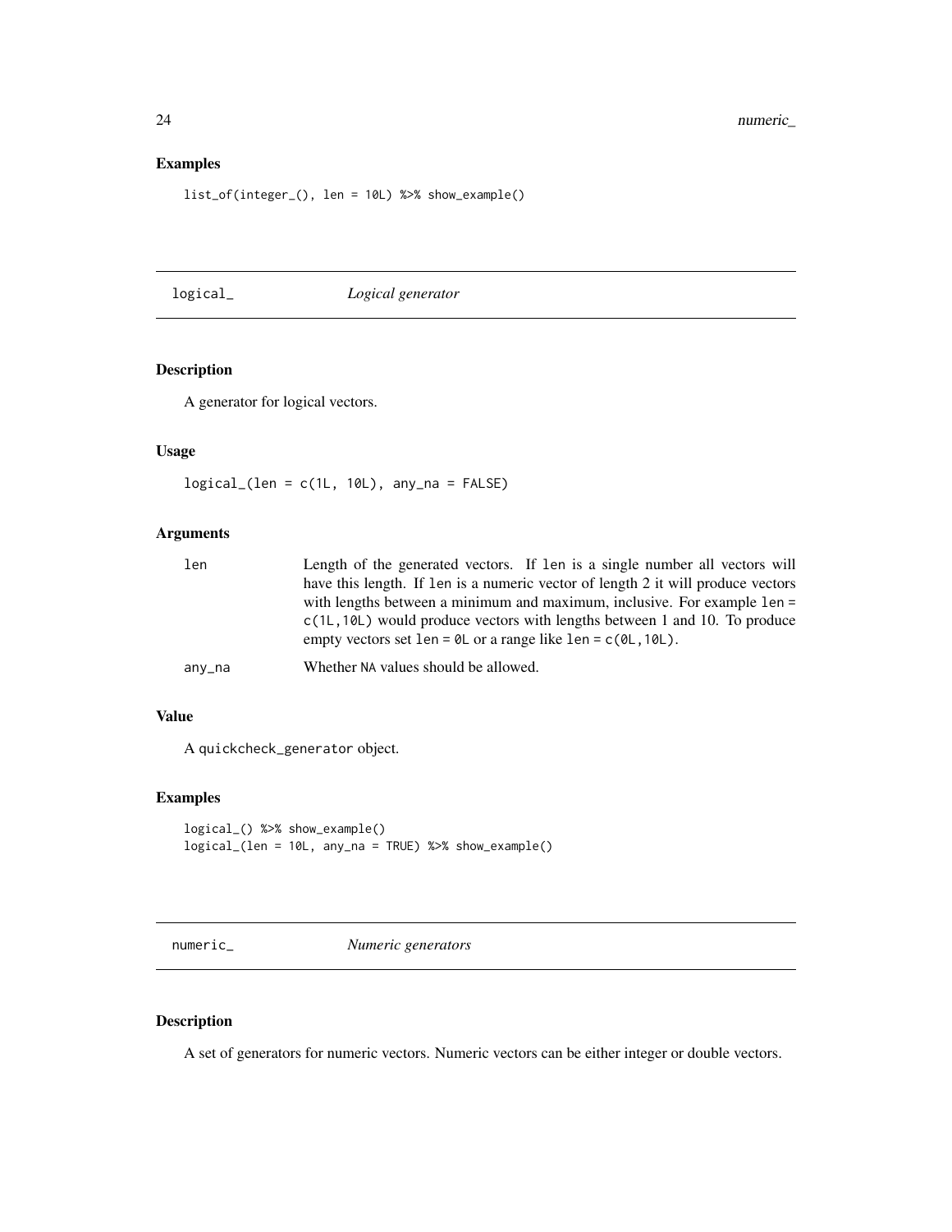## Examples

```
list_of(integer_(), len = 10L) %>% show_example()
```

---

## logical_ *Logical generator*

### Description

A generator for logical vectors.

### Usage

```
logical_(len = c(1L, 10L), any_na = FALSE)
```

### Arguments

| | |
|---|---|
| len | Length of the generated vectors. If len is a single number all vectors will have this length. If len is a numeric vector of length 2 it will produce vectors with lengths between a minimum and maximum, inclusive. For example len = c(1L,10L) would produce vectors with lengths between 1 and 10. To produce empty vectors set len = 0L or a range like len = c(0L,10L). |
| any_na | Whether NA values should be allowed. |

### Value

A quickcheck_generator object.

### Examples

```
logical_() %>% show_example()
logical_(len = 10L, any_na = TRUE) %>% show_example()
```

---

## numeric_ *Numeric generators*

### Description

A set of generators for numeric vectors. Numeric vectors can be either integer or double vectors.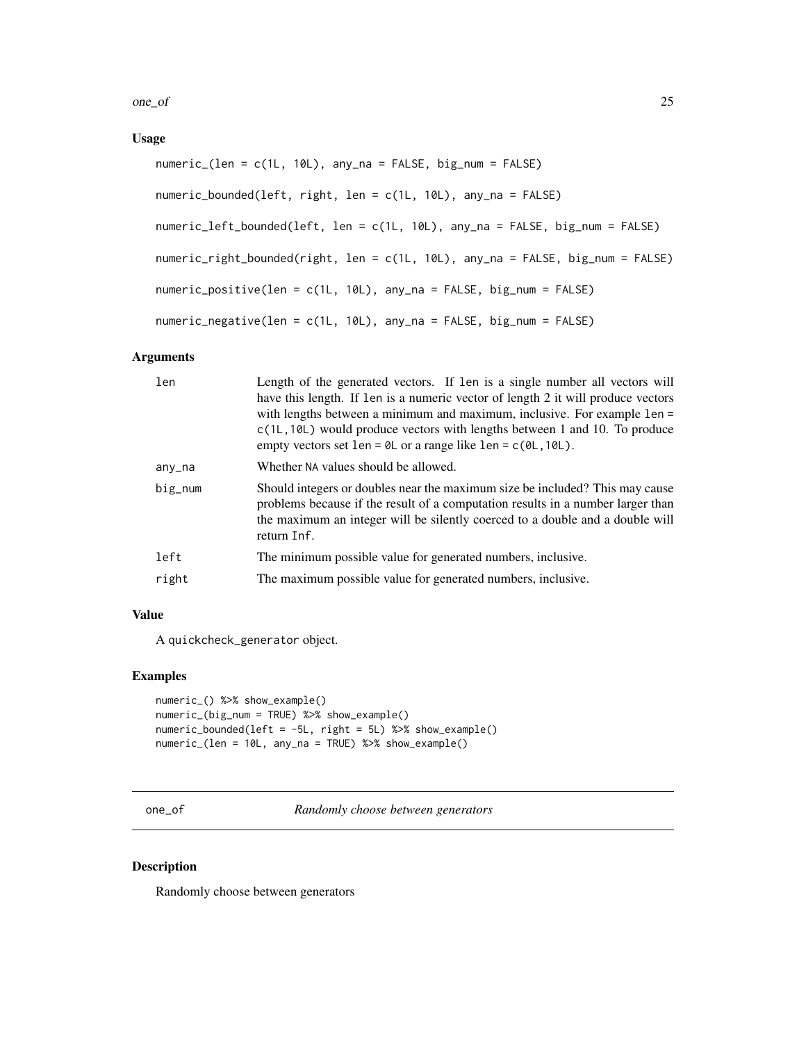### Usage

```
numeric_(len = c(1L, 10L), any_na = FALSE, big_num = FALSE)

numeric_bounded(left, right, len = c(1L, 10L), any_na = FALSE)

numeric_left_bounded(left, len = c(1L, 10L), any_na = FALSE, big_num = FALSE)

numeric_right_bounded(right, len = c(1L, 10L), any_na = FALSE, big_num = FALSE)

numeric_positive(len = c(1L, 10L), any_na = FALSE, big_num = FALSE)

numeric_negative(len = c(1L, 10L), any_na = FALSE, big_num = FALSE)
```

### Arguments

| | |
|---|---|
| len | Length of the generated vectors. If len is a single number all vectors will have this length. If len is a numeric vector of length 2 it will produce vectors with lengths between a minimum and maximum, inclusive. For example len = c(1L,10L) would produce vectors with lengths between 1 and 10. To produce empty vectors set len = 0L or a range like len = c(0L,10L). |
| any_na | Whether NA values should be allowed. |
| big_num | Should integers or doubles near the maximum size be included? This may cause problems because if the result of a computation results in a number larger than the maximum an integer will be silently coerced to a double and a double will return Inf. |
| left | The minimum possible value for generated numbers, inclusive. |
| right | The maximum possible value for generated numbers, inclusive. |

### Value

A quickcheck_generator object.

### Examples

```
numeric_() %>% show_example()
numeric_(big_num = TRUE) %>% show_example()
numeric_bounded(left = -5L, right = 5L) %>% show_example()
numeric_(len = 10L, any_na = TRUE) %>% show_example()
```

---

## one_of *Randomly choose between generators*

### Description

Randomly choose between generators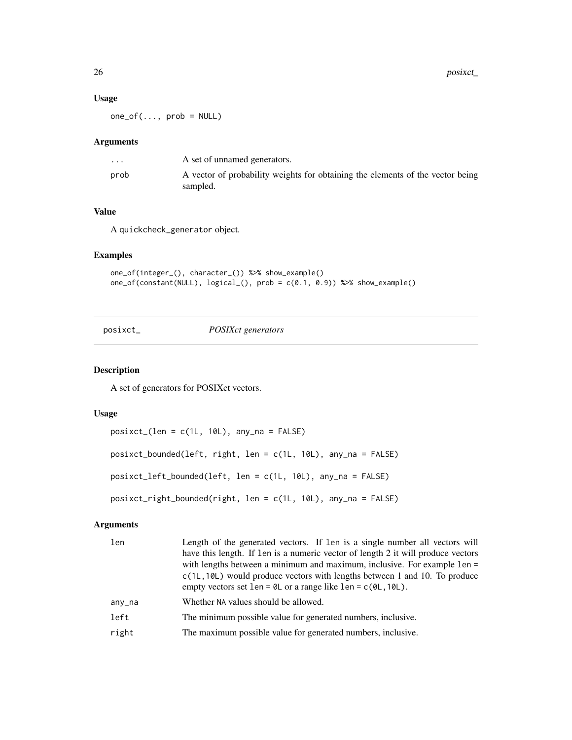### Usage

```
one_of(..., prob = NULL)
```

### Arguments

| | |
|---|---|
| ... | A set of unnamed generators. |
| prob | A vector of probability weights for obtaining the elements of the vector being sampled. |

### Value

A `quickcheck_generator` object.

### Examples

```
one_of(integer_(), character_()) %>% show_example()
one_of(constant(NULL), logical_(), prob = c(0.1, 0.9)) %>% show_example()
```

---

## posixct_ *POSIXct generators*

### Description

A set of generators for POSIXct vectors.

### Usage

```
posixct_(len = c(1L, 10L), any_na = FALSE)

posixct_bounded(left, right, len = c(1L, 10L), any_na = FALSE)

posixct_left_bounded(left, len = c(1L, 10L), any_na = FALSE)

posixct_right_bounded(right, len = c(1L, 10L), any_na = FALSE)
```

### Arguments

| | |
|---|---|
| len | Length of the generated vectors. If `len` is a single number all vectors will have this length. If `len` is a numeric vector of length 2 it will produce vectors with lengths between a minimum and maximum, inclusive. For example `len = c(1L,10L)` would produce vectors with lengths between 1 and 10. To produce empty vectors set `len = 0L` or a range like `len = c(0L,10L)`. |
| any_na | Whether `NA` values should be allowed. |
| left | The minimum possible value for generated numbers, inclusive. |
| right | The maximum possible value for generated numbers, inclusive. |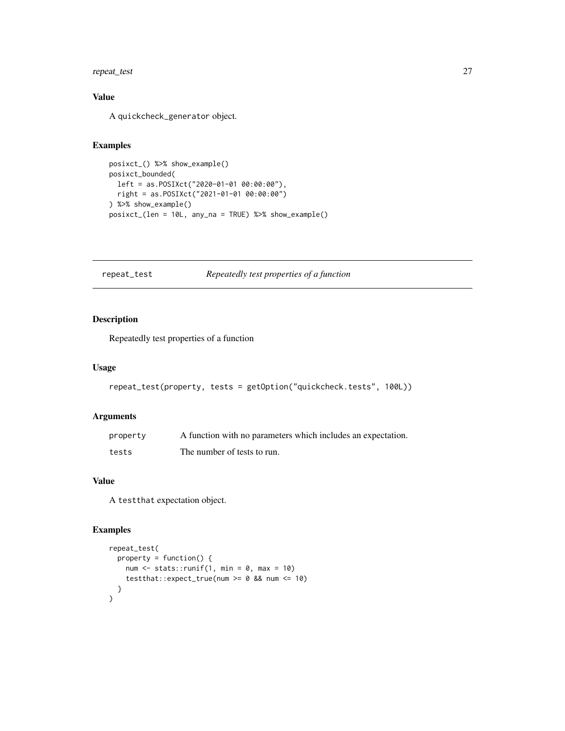### Value

A `quickcheck_generator` object.

### Examples

```
posixct_() %>% show_example()
posixct_bounded(
  left = as.POSIXct("2020-01-01 00:00:00"),
  right = as.POSIXct("2021-01-01 00:00:00")
) %>% show_example()
posixct_(len = 10L, any_na = TRUE) %>% show_example()
```

---

## `repeat_test` — *Repeatedly test properties of a function*

---

### Description

Repeatedly test properties of a function

### Usage

```
repeat_test(property, tests = getOption("quickcheck.tests", 100L))
```

### Arguments

| | |
|---|---|
| `property` | A function with no parameters which includes an expectation. |
| `tests` | The number of tests to run. |

### Value

A `testthat` expectation object.

### Examples

```
repeat_test(
  property = function() {
    num <- stats::runif(1, min = 0, max = 10)
    testthat::expect_true(num >= 0 && num <= 10)
  }
)
```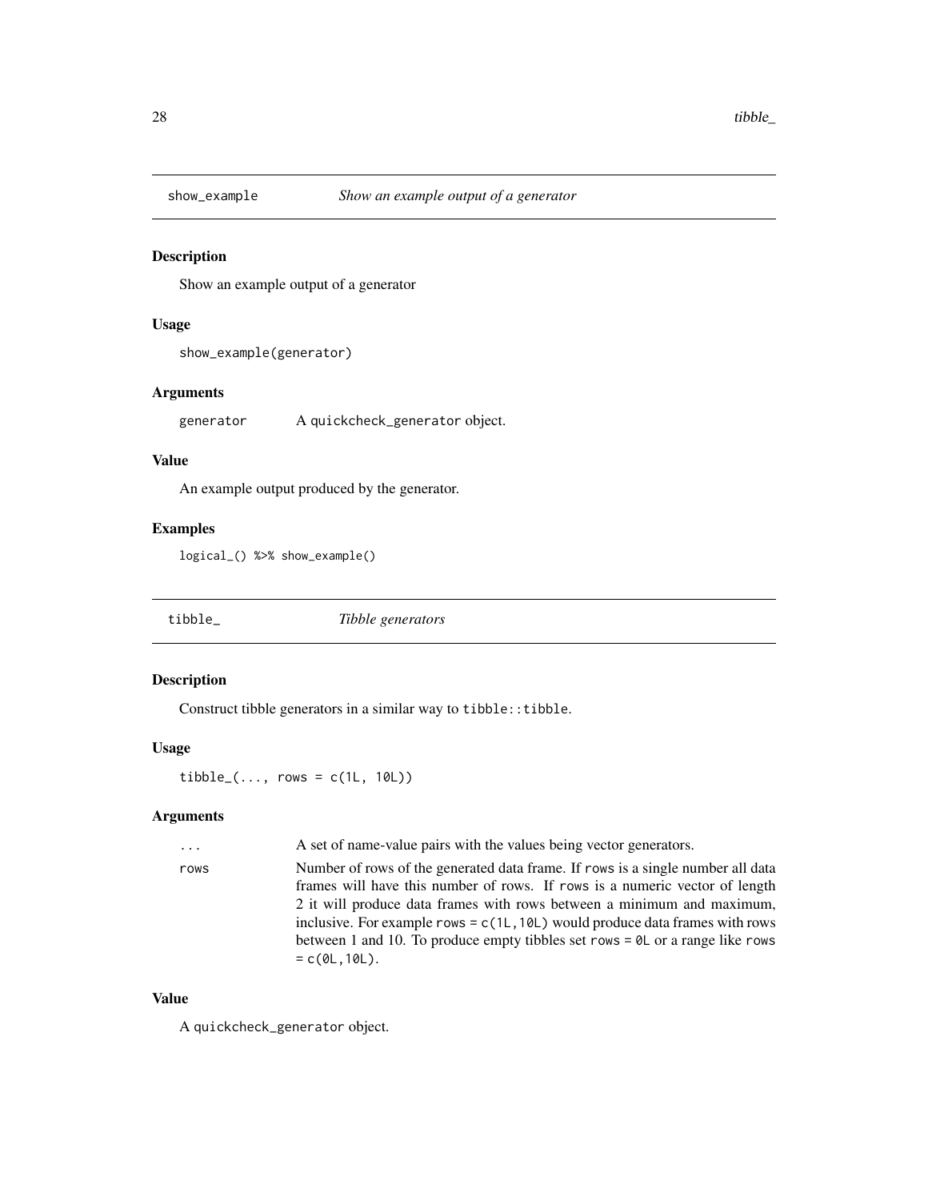## show_example — *Show an example output of a generator*

### Description

Show an example output of a generator

### Usage

```
show_example(generator)
```

### Arguments

| | |
|---|---|
| `generator` | A `quickcheck_generator` object. |

### Value

An example output produced by the generator.

### Examples

```
logical_() %>% show_example()
```

## tibble_ — *Tibble generators*

### Description

Construct tibble generators in a similar way to `tibble::tibble`.

### Usage

```
tibble_(..., rows = c(1L, 10L))
```

### Arguments

| | |
|---|---|
| `...` | A set of name-value pairs with the values being vector generators. |
| `rows` | Number of rows of the generated data frame. If `rows` is a single number all data frames will have this number of rows. If `rows` is a numeric vector of length 2 it will produce data frames with rows between a minimum and maximum, inclusive. For example `rows = c(1L,10L)` would produce data frames with rows between 1 and 10. To produce empty tibbles set `rows = 0L` or a range like `rows = c(0L,10L)`. |

### Value

A `quickcheck_generator` object.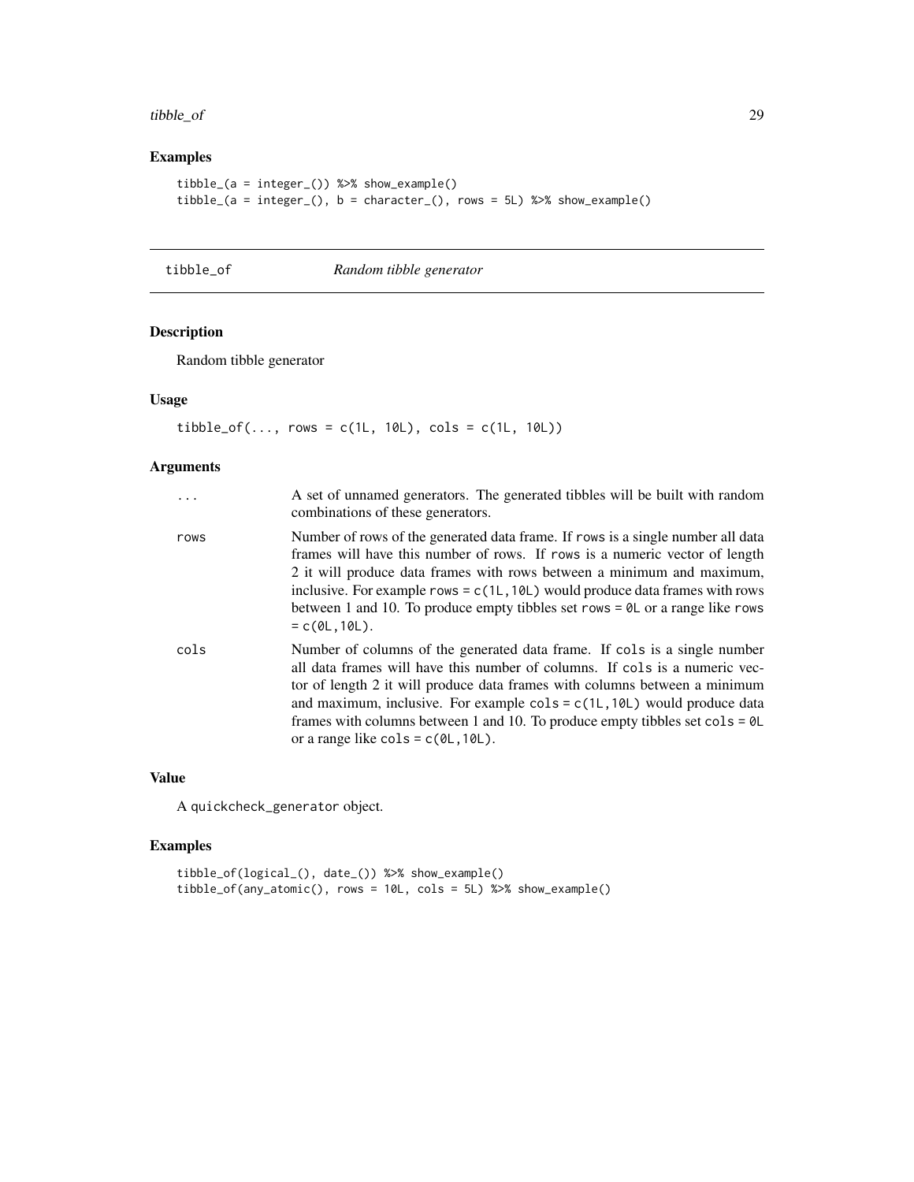## Examples

```
tibble_(a = integer_()) %>% show_example()
tibble_(a = integer_(), b = character_(), rows = 5L) %>% show_example()
```

---

# tibble_of *Random tibble generator*

---

## Description

Random tibble generator

## Usage

```
tibble_of(..., rows = c(1L, 10L), cols = c(1L, 10L))
```

## Arguments

| | |
|---|---|
| ... | A set of unnamed generators. The generated tibbles will be built with random combinations of these generators. |
| rows | Number of rows of the generated data frame. If `rows` is a single number all data frames will have this number of rows. If `rows` is a numeric vector of length 2 it will produce data frames with rows between a minimum and maximum, inclusive. For example `rows = c(1L,10L)` would produce data frames with rows between 1 and 10. To produce empty tibbles set `rows = 0L` or a range like `rows = c(0L,10L)`. |
| cols | Number of columns of the generated data frame. If `cols` is a single number all data frames will have this number of columns. If `cols` is a numeric vector of length 2 it will produce data frames with columns between a minimum and maximum, inclusive. For example `cols = c(1L,10L)` would produce data frames with columns between 1 and 10. To produce empty tibbles set `cols = 0L` or a range like `cols = c(0L,10L)`. |

## Value

A `quickcheck_generator` object.

## Examples

```
tibble_of(logical_(), date_()) %>% show_example()
tibble_of(any_atomic(), rows = 10L, cols = 5L) %>% show_example()
```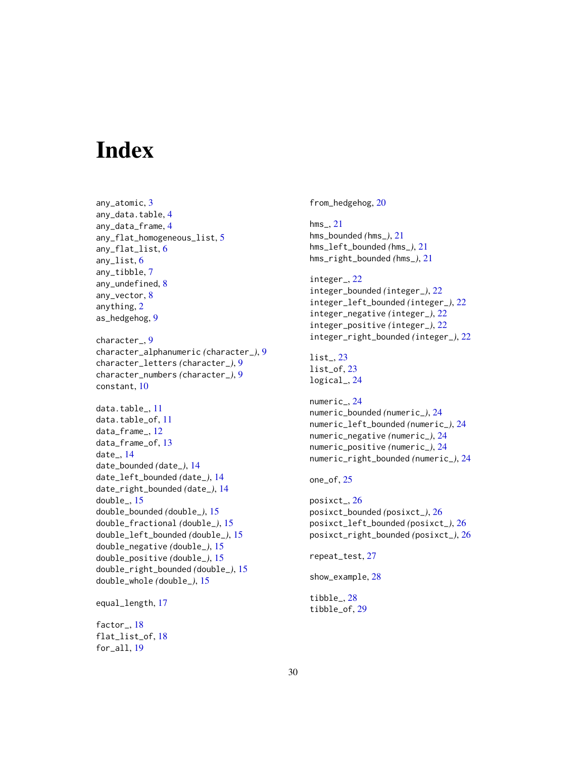# Index

any_atomic, 3
any_data.table, 4
any_data_frame, 4
any_flat_homogeneous_list, 5
any_flat_list, 6
any_list, 6
any_tibble, 7
any_undefined, 8
any_vector, 8
anything, 2
as_hedgehog, 9

character_, 9
character_alphanumeric *(character_)*, 9
character_letters *(character_)*, 9
character_numbers *(character_)*, 9
constant, 10

data.table_, 11
data.table_of, 11
data_frame_, 12
data_frame_of, 13
date_, 14
date_bounded *(date_)*, 14
date_left_bounded *(date_)*, 14
date_right_bounded *(date_)*, 14
double_, 15
double_bounded *(double_)*, 15
double_fractional *(double_)*, 15
double_left_bounded *(double_)*, 15
double_negative *(double_)*, 15
double_positive *(double_)*, 15
double_right_bounded *(double_)*, 15
double_whole *(double_)*, 15

equal_length, 17

factor_, 18
flat_list_of, 18
for_all, 19

from_hedgehog, 20

hms_, 21
hms_bounded *(hms_)*, 21
hms_left_bounded *(hms_)*, 21
hms_right_bounded *(hms_)*, 21

integer_, 22
integer_bounded *(integer_)*, 22
integer_left_bounded *(integer_)*, 22
integer_negative *(integer_)*, 22
integer_positive *(integer_)*, 22
integer_right_bounded *(integer_)*, 22

list_, 23
list_of, 23
logical_, 24

numeric_, 24
numeric_bounded *(numeric_)*, 24
numeric_left_bounded *(numeric_)*, 24
numeric_negative *(numeric_)*, 24
numeric_positive *(numeric_)*, 24
numeric_right_bounded *(numeric_)*, 24

one_of, 25

posixct_, 26
posixct_bounded *(posixct_)*, 26
posixct_left_bounded *(posixct_)*, 26
posixct_right_bounded *(posixct_)*, 26

repeat_test, 27

show_example, 28

tibble_, 28
tibble_of, 29